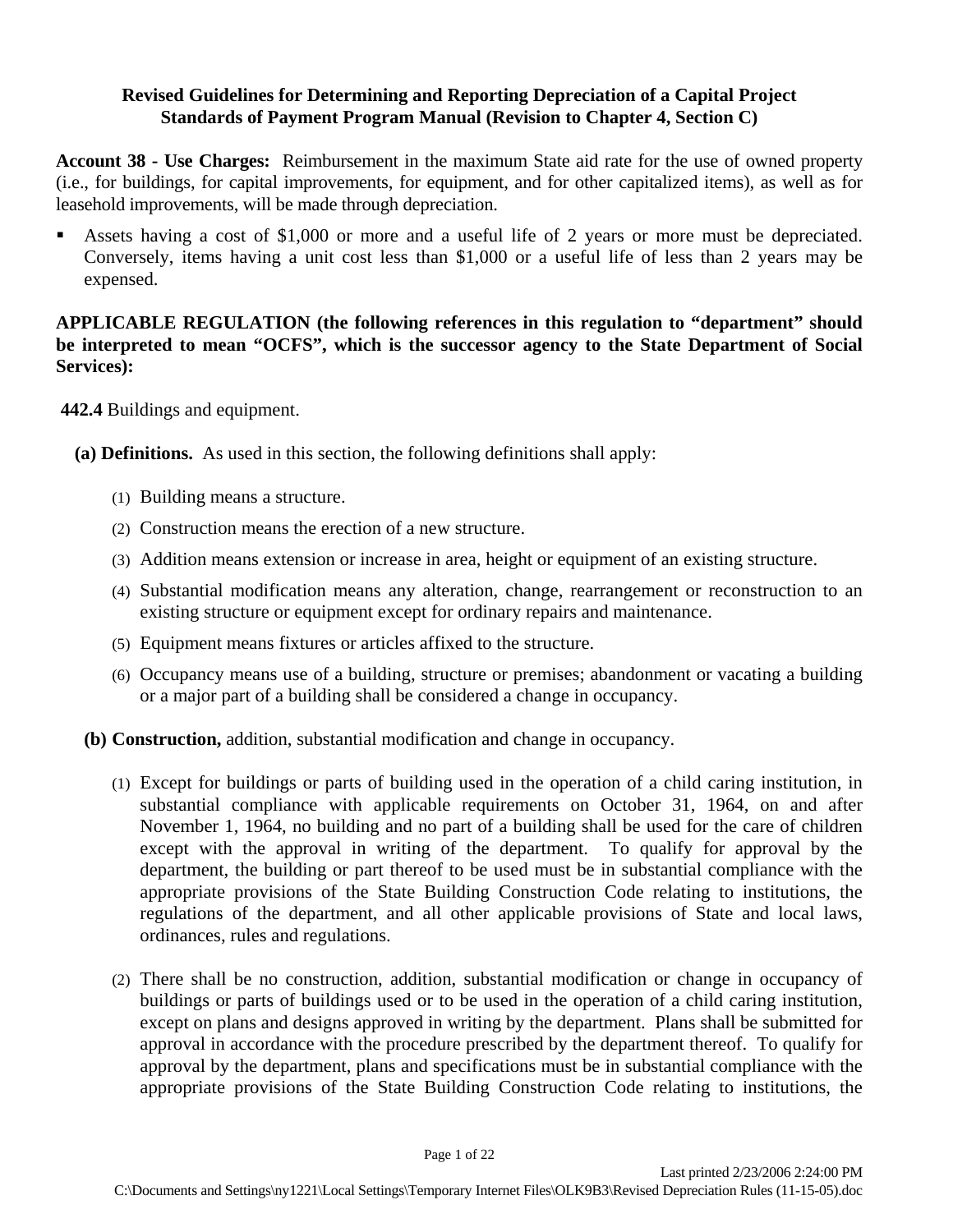**Revised Guidelines for Determining and Reporting Depreciation of a Capital Project**
**Standards of Payment Program Manual (Revision to Chapter 4, Section C)**

**Account 38 - Use Charges:** Reimbursement in the maximum State aid rate for the use of owned property (i.e., for buildings, for capital improvements, for equipment, and for other capitalized items), as well as for leasehold improvements, will be made through depreciation.

- Assets having a cost of $1,000 or more and a useful life of 2 years or more must be depreciated. Conversely, items having a unit cost less than $1,000 or a useful life of less than 2 years may be expensed.

**APPLICABLE REGULATION (the following references in this regulation to "department" should be interpreted to mean "OCFS", which is the successor agency to the State Department of Social Services):**

**442.4** Buildings and equipment.

**(a) Definitions.** As used in this section, the following definitions shall apply:

(1) Building means a structure.

(2) Construction means the erection of a new structure.

(3) Addition means extension or increase in area, height or equipment of an existing structure.

(4) Substantial modification means any alteration, change, rearrangement or reconstruction to an existing structure or equipment except for ordinary repairs and maintenance.

(5) Equipment means fixtures or articles affixed to the structure.

(6) Occupancy means use of a building, structure or premises; abandonment or vacating a building or a major part of a building shall be considered a change in occupancy.

**(b) Construction,** addition, substantial modification and change in occupancy.

(1) Except for buildings or parts of building used in the operation of a child caring institution, in substantial compliance with applicable requirements on October 31, 1964, on and after November 1, 1964, no building and no part of a building shall be used for the care of children except with the approval in writing of the department. To qualify for approval by the department, the building or part thereof to be used must be in substantial compliance with the appropriate provisions of the State Building Construction Code relating to institutions, the regulations of the department, and all other applicable provisions of State and local laws, ordinances, rules and regulations.

(2) There shall be no construction, addition, substantial modification or change in occupancy of buildings or parts of buildings used or to be used in the operation of a child caring institution, except on plans and designs approved in writing by the department. Plans shall be submitted for approval in accordance with the procedure prescribed by the department thereof. To qualify for approval by the department, plans and specifications must be in substantial compliance with the appropriate provisions of the State Building Construction Code relating to institutions, the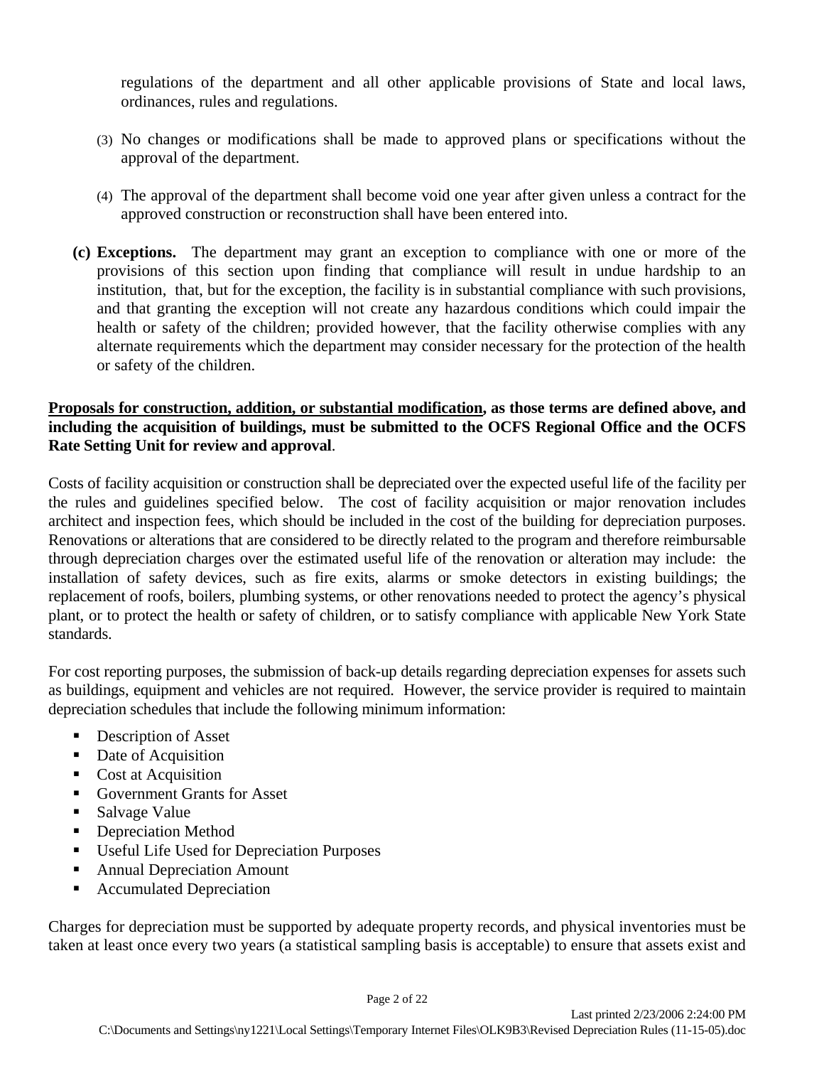regulations of the department and all other applicable provisions of State and local laws, ordinances, rules and regulations.

(3) No changes or modifications shall be made to approved plans or specifications without the approval of the department.

(4) The approval of the department shall become void one year after given unless a contract for the approved construction or reconstruction shall have been entered into.

**(c) Exceptions.** The department may grant an exception to compliance with one or more of the provisions of this section upon finding that compliance will result in undue hardship to an institution, that, but for the exception, the facility is in substantial compliance with such provisions, and that granting the exception will not create any hazardous conditions which could impair the health or safety of the children; provided however, that the facility otherwise complies with any alternate requirements which the department may consider necessary for the protection of the health or safety of the children.

**<u>Proposals for construction, addition, or substantial modification</u>, as those terms are defined above, and including the acquisition of buildings, must be submitted to the OCFS Regional Office and the OCFS Rate Setting Unit for review and approval**.

Costs of facility acquisition or construction shall be depreciated over the expected useful life of the facility per the rules and guidelines specified below. The cost of facility acquisition or major renovation includes architect and inspection fees, which should be included in the cost of the building for depreciation purposes. Renovations or alterations that are considered to be directly related to the program and therefore reimbursable through depreciation charges over the estimated useful life of the renovation or alteration may include: the installation of safety devices, such as fire exits, alarms or smoke detectors in existing buildings; the replacement of roofs, boilers, plumbing systems, or other renovations needed to protect the agency's physical plant, or to protect the health or safety of children, or to satisfy compliance with applicable New York State standards.

For cost reporting purposes, the submission of back-up details regarding depreciation expenses for assets such as buildings, equipment and vehicles are not required. However, the service provider is required to maintain depreciation schedules that include the following minimum information:

- Description of Asset
- Date of Acquisition
- Cost at Acquisition
- Government Grants for Asset
- Salvage Value
- Depreciation Method
- Useful Life Used for Depreciation Purposes
- Annual Depreciation Amount
- Accumulated Depreciation

Charges for depreciation must be supported by adequate property records, and physical inventories must be taken at least once every two years (a statistical sampling basis is acceptable) to ensure that assets exist and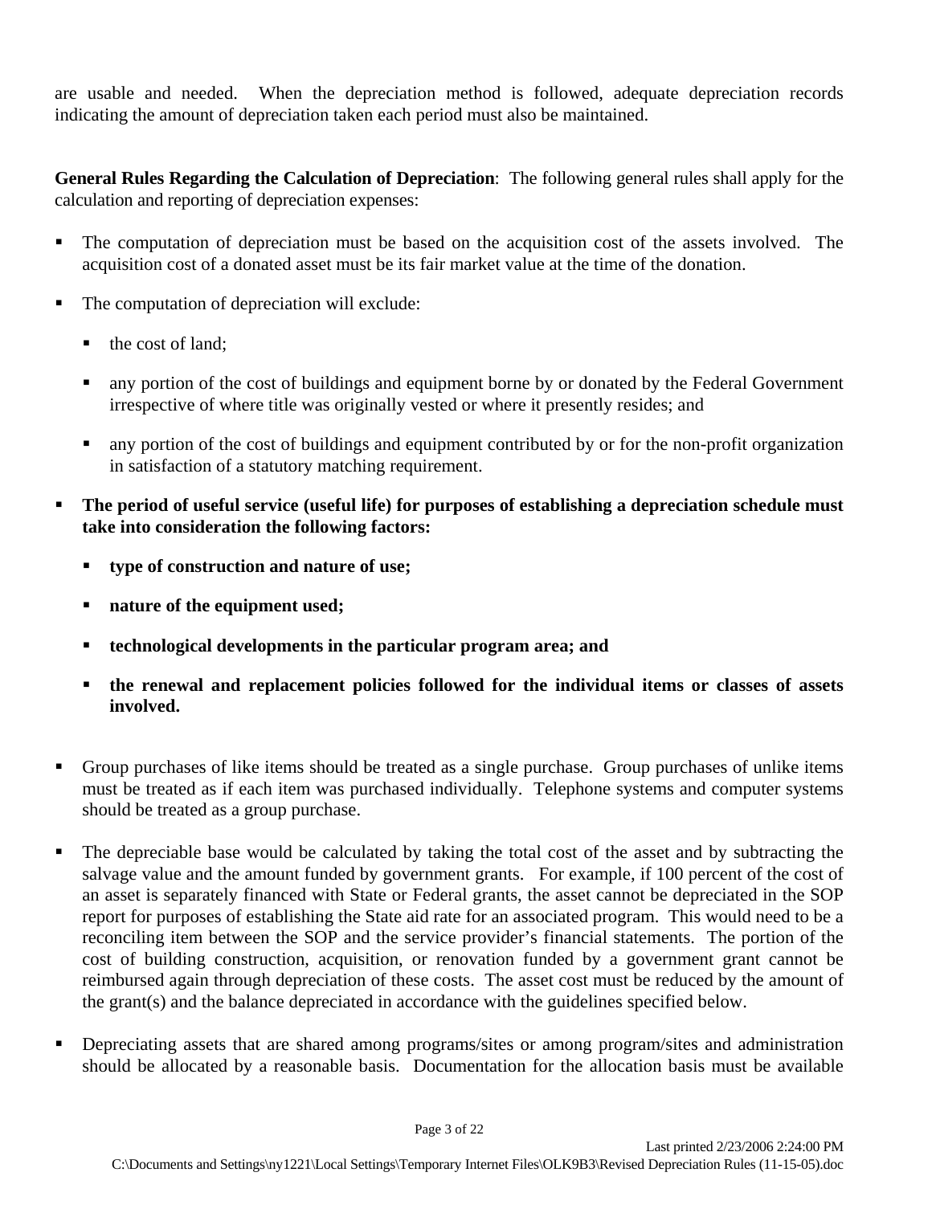are usable and needed. When the depreciation method is followed, adequate depreciation records indicating the amount of depreciation taken each period must also be maintained.

**General Rules Regarding the Calculation of Depreciation**: The following general rules shall apply for the calculation and reporting of depreciation expenses:

- The computation of depreciation must be based on the acquisition cost of the assets involved. The acquisition cost of a donated asset must be its fair market value at the time of the donation.
- The computation of depreciation will exclude:
  - the cost of land;
  - any portion of the cost of buildings and equipment borne by or donated by the Federal Government irrespective of where title was originally vested or where it presently resides; and
  - any portion of the cost of buildings and equipment contributed by or for the non-profit organization in satisfaction of a statutory matching requirement.
- **The period of useful service (useful life) for purposes of establishing a depreciation schedule must take into consideration the following factors:**
  - **type of construction and nature of use;**
  - **nature of the equipment used;**
  - **technological developments in the particular program area; and**
  - **the renewal and replacement policies followed for the individual items or classes of assets involved.**
- Group purchases of like items should be treated as a single purchase. Group purchases of unlike items must be treated as if each item was purchased individually. Telephone systems and computer systems should be treated as a group purchase.
- The depreciable base would be calculated by taking the total cost of the asset and by subtracting the salvage value and the amount funded by government grants. For example, if 100 percent of the cost of an asset is separately financed with State or Federal grants, the asset cannot be depreciated in the SOP report for purposes of establishing the State aid rate for an associated program. This would need to be a reconciling item between the SOP and the service provider's financial statements. The portion of the cost of building construction, acquisition, or renovation funded by a government grant cannot be reimbursed again through depreciation of these costs. The asset cost must be reduced by the amount of the grant(s) and the balance depreciated in accordance with the guidelines specified below.
- Depreciating assets that are shared among programs/sites or among program/sites and administration should be allocated by a reasonable basis. Documentation for the allocation basis must be available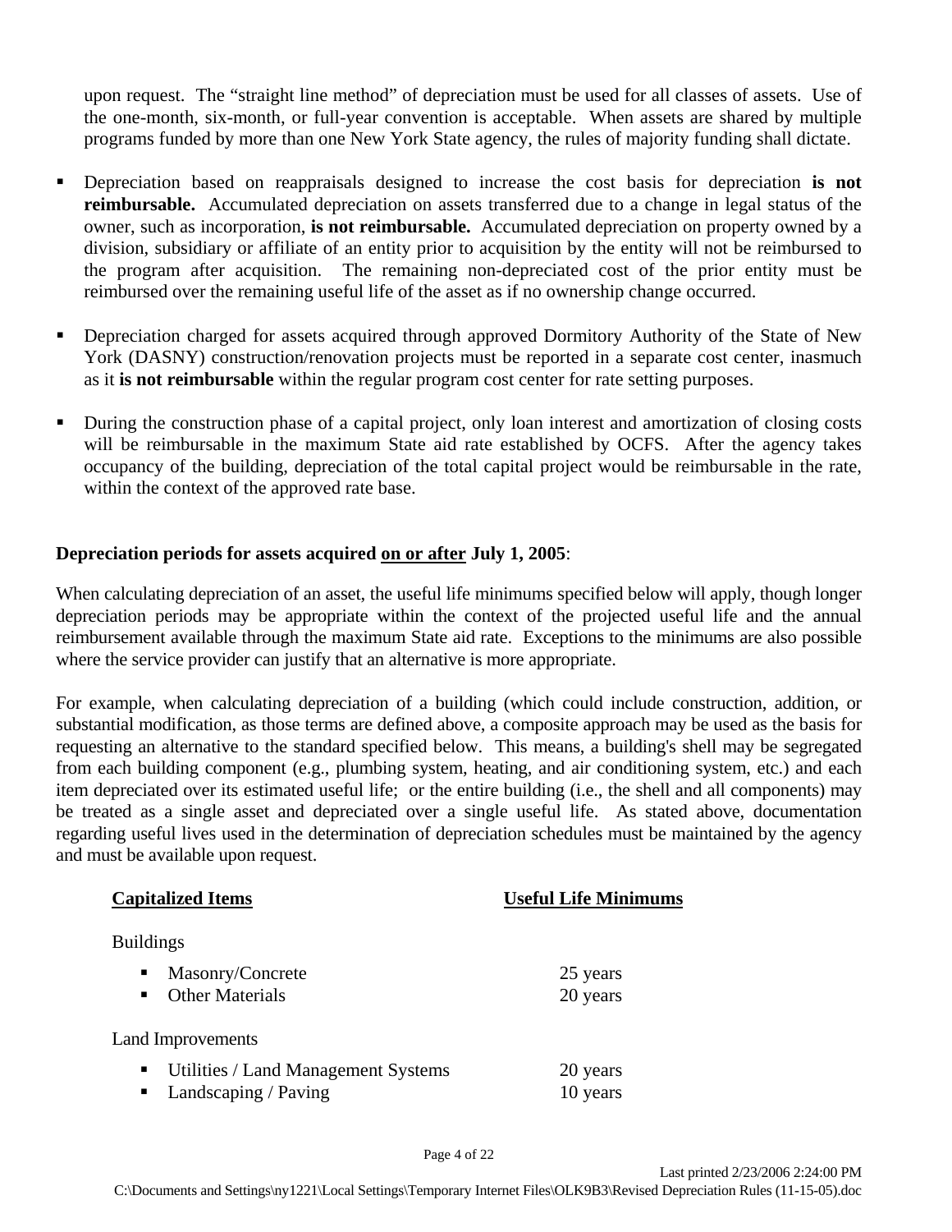upon request. The "straight line method" of depreciation must be used for all classes of assets. Use of the one-month, six-month, or full-year convention is acceptable. When assets are shared by multiple programs funded by more than one New York State agency, the rules of majority funding shall dictate.

- Depreciation based on reappraisals designed to increase the cost basis for depreciation **is not reimbursable.** Accumulated depreciation on assets transferred due to a change in legal status of the owner, such as incorporation, **is not reimbursable.** Accumulated depreciation on property owned by a division, subsidiary or affiliate of an entity prior to acquisition by the entity will not be reimbursed to the program after acquisition. The remaining non-depreciated cost of the prior entity must be reimbursed over the remaining useful life of the asset as if no ownership change occurred.

- Depreciation charged for assets acquired through approved Dormitory Authority of the State of New York (DASNY) construction/renovation projects must be reported in a separate cost center, inasmuch as it **is not reimbursable** within the regular program cost center for rate setting purposes.

- During the construction phase of a capital project, only loan interest and amortization of closing costs will be reimbursable in the maximum State aid rate established by OCFS. After the agency takes occupancy of the building, depreciation of the total capital project would be reimbursable in the rate, within the context of the approved rate base.

**Depreciation periods for assets acquired <u>on or after</u> July 1, 2005**:

When calculating depreciation of an asset, the useful life minimums specified below will apply, though longer depreciation periods may be appropriate within the context of the projected useful life and the annual reimbursement available through the maximum State aid rate. Exceptions to the minimums are also possible where the service provider can justify that an alternative is more appropriate.

For example, when calculating depreciation of a building (which could include construction, addition, or substantial modification, as those terms are defined above, a composite approach may be used as the basis for requesting an alternative to the standard specified below. This means, a building's shell may be segregated from each building component (e.g., plumbing system, heating, and air conditioning system, etc.) and each item depreciated over its estimated useful life; or the entire building (i.e., the shell and all components) may be treated as a single asset and depreciated over a single useful life. As stated above, documentation regarding useful lives used in the determination of depreciation schedules must be maintained by the agency and must be available upon request.

| <u>Capitalized Items</u> | <u>Useful Life Minimums</u> |
|---|---|
| Buildings | |
| ▪ Masonry/Concrete | 25 years |
| ▪ Other Materials | 20 years |
| Land Improvements | |
| ▪ Utilities / Land Management Systems | 20 years |
| ▪ Landscaping / Paving | 10 years |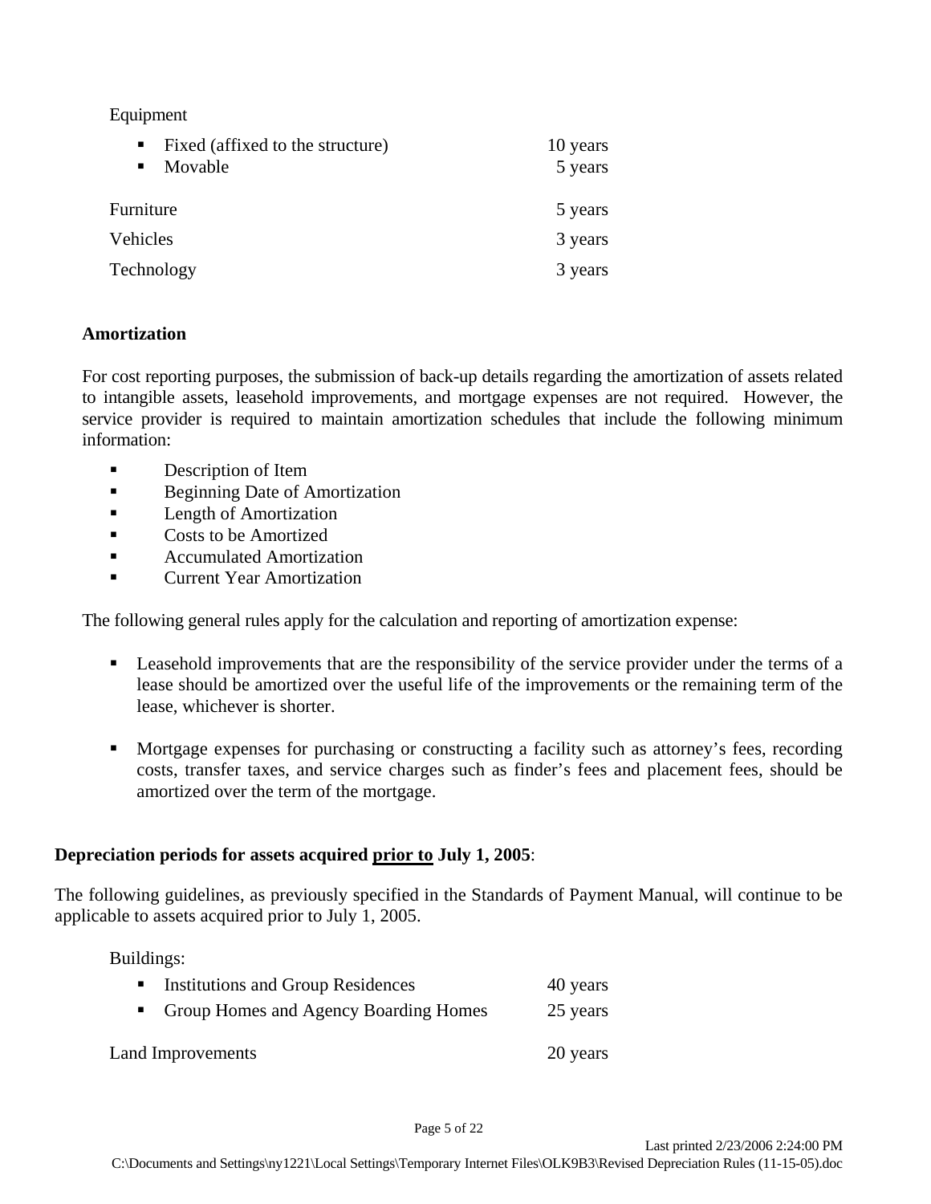Equipment

| | |
|---|---|
| ▪ Fixed (affixed to the structure) | 10 years |
| ▪ Movable | 5 years |
| Furniture | 5 years |
| Vehicles | 3 years |
| Technology | 3 years |

**Amortization**

For cost reporting purposes, the submission of back-up details regarding the amortization of assets related to intangible assets, leasehold improvements, and mortgage expenses are not required. However, the service provider is required to maintain amortization schedules that include the following minimum information:

- Description of Item
- Beginning Date of Amortization
- Length of Amortization
- Costs to be Amortized
- Accumulated Amortization
- Current Year Amortization

The following general rules apply for the calculation and reporting of amortization expense:

- Leasehold improvements that are the responsibility of the service provider under the terms of a lease should be amortized over the useful life of the improvements or the remaining term of the lease, whichever is shorter.

- Mortgage expenses for purchasing or constructing a facility such as attorney's fees, recording costs, transfer taxes, and service charges such as finder's fees and placement fees, should be amortized over the term of the mortgage.

**Depreciation periods for assets acquired <u>prior to</u> July 1, 2005**:

The following guidelines, as previously specified in the Standards of Payment Manual, will continue to be applicable to assets acquired prior to July 1, 2005.

Buildings:

| | |
|---|---|
| ▪ Institutions and Group Residences | 40 years |
| ▪ Group Homes and Agency Boarding Homes | 25 years |
| Land Improvements | 20 years |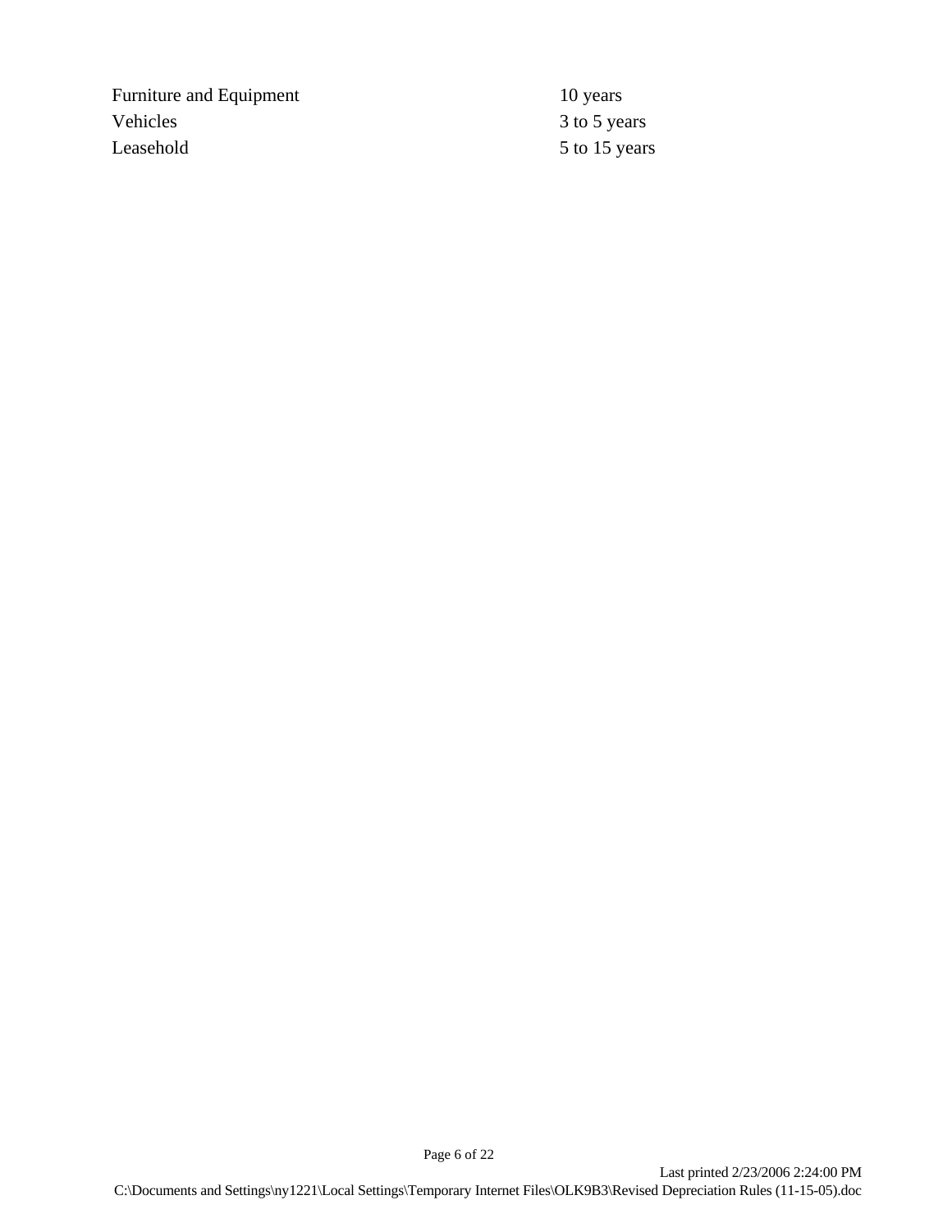| | |
|---|---|
| Furniture and Equipment | 10 years |
| Vehicles | 3 to 5 years |
| Leasehold | 5 to 15 years |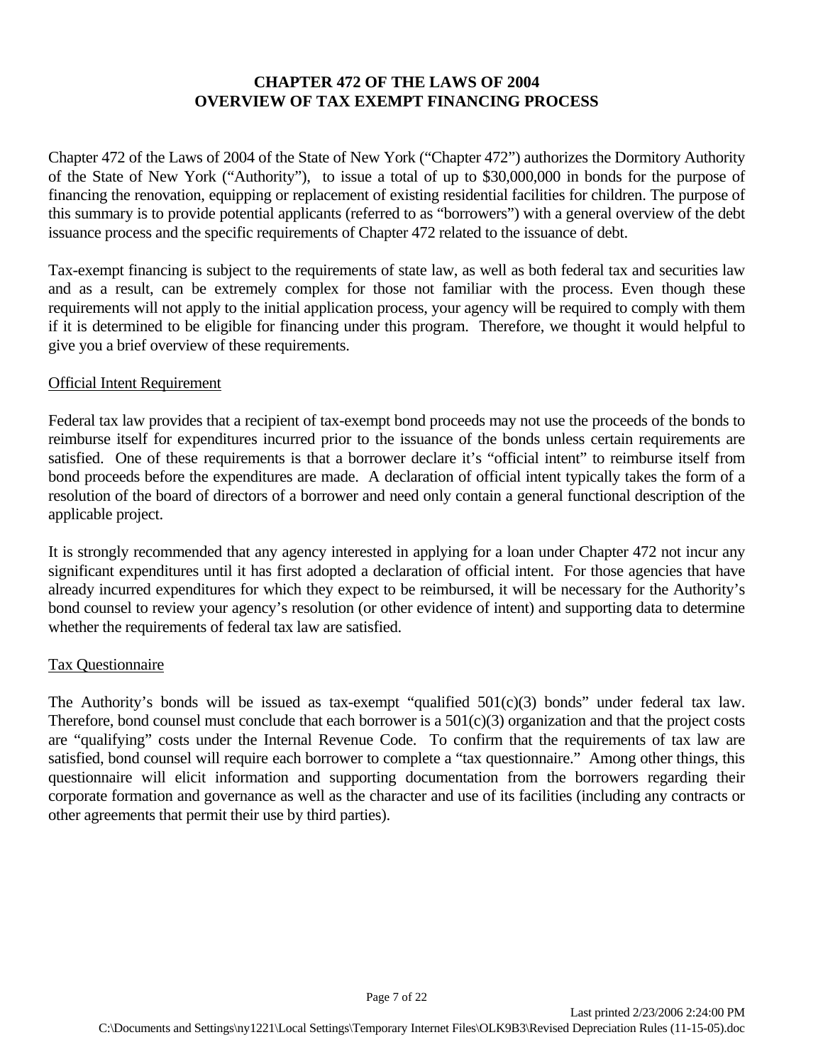# CHAPTER 472 OF THE LAWS OF 2004
# OVERVIEW OF TAX EXEMPT FINANCING PROCESS

Chapter 472 of the Laws of 2004 of the State of New York ("Chapter 472") authorizes the Dormitory Authority of the State of New York ("Authority"), to issue a total of up to $30,000,000 in bonds for the purpose of financing the renovation, equipping or replacement of existing residential facilities for children. The purpose of this summary is to provide potential applicants (referred to as "borrowers") with a general overview of the debt issuance process and the specific requirements of Chapter 472 related to the issuance of debt.

Tax-exempt financing is subject to the requirements of state law, as well as both federal tax and securities law and as a result, can be extremely complex for those not familiar with the process. Even though these requirements will not apply to the initial application process, your agency will be required to comply with them if it is determined to be eligible for financing under this program. Therefore, we thought it would helpful to give you a brief overview of these requirements.

<u>Official Intent Requirement</u>

Federal tax law provides that a recipient of tax-exempt bond proceeds may not use the proceeds of the bonds to reimburse itself for expenditures incurred prior to the issuance of the bonds unless certain requirements are satisfied. One of these requirements is that a borrower declare it's "official intent" to reimburse itself from bond proceeds before the expenditures are made. A declaration of official intent typically takes the form of a resolution of the board of directors of a borrower and need only contain a general functional description of the applicable project.

It is strongly recommended that any agency interested in applying for a loan under Chapter 472 not incur any significant expenditures until it has first adopted a declaration of official intent. For those agencies that have already incurred expenditures for which they expect to be reimbursed, it will be necessary for the Authority's bond counsel to review your agency's resolution (or other evidence of intent) and supporting data to determine whether the requirements of federal tax law are satisfied.

<u>Tax Questionnaire</u>

The Authority's bonds will be issued as tax-exempt "qualified 501(c)(3) bonds" under federal tax law. Therefore, bond counsel must conclude that each borrower is a 501(c)(3) organization and that the project costs are "qualifying" costs under the Internal Revenue Code. To confirm that the requirements of tax law are satisfied, bond counsel will require each borrower to complete a "tax questionnaire." Among other things, this questionnaire will elicit information and supporting documentation from the borrowers regarding their corporate formation and governance as well as the character and use of its facilities (including any contracts or other agreements that permit their use by third parties).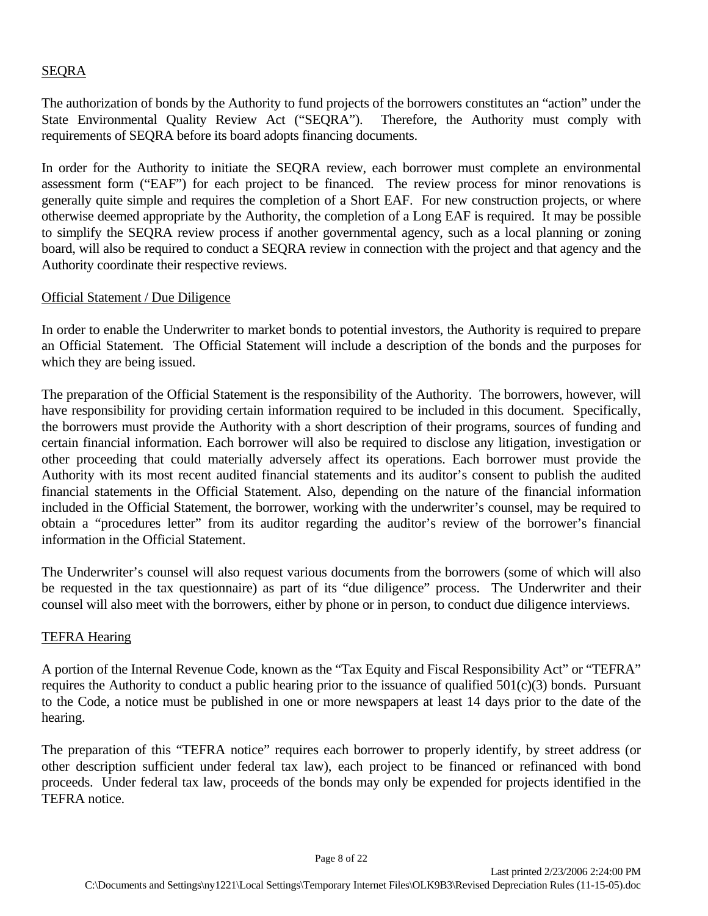SEQRA

The authorization of bonds by the Authority to fund projects of the borrowers constitutes an "action" under the State Environmental Quality Review Act ("SEQRA"). Therefore, the Authority must comply with requirements of SEQRA before its board adopts financing documents.

In order for the Authority to initiate the SEQRA review, each borrower must complete an environmental assessment form ("EAF") for each project to be financed. The review process for minor renovations is generally quite simple and requires the completion of a Short EAF. For new construction projects, or where otherwise deemed appropriate by the Authority, the completion of a Long EAF is required. It may be possible to simplify the SEQRA review process if another governmental agency, such as a local planning or zoning board, will also be required to conduct a SEQRA review in connection with the project and that agency and the Authority coordinate their respective reviews.

Official Statement / Due Diligence

In order to enable the Underwriter to market bonds to potential investors, the Authority is required to prepare an Official Statement. The Official Statement will include a description of the bonds and the purposes for which they are being issued.

The preparation of the Official Statement is the responsibility of the Authority. The borrowers, however, will have responsibility for providing certain information required to be included in this document. Specifically, the borrowers must provide the Authority with a short description of their programs, sources of funding and certain financial information. Each borrower will also be required to disclose any litigation, investigation or other proceeding that could materially adversely affect its operations. Each borrower must provide the Authority with its most recent audited financial statements and its auditor's consent to publish the audited financial statements in the Official Statement. Also, depending on the nature of the financial information included in the Official Statement, the borrower, working with the underwriter's counsel, may be required to obtain a "procedures letter" from its auditor regarding the auditor's review of the borrower's financial information in the Official Statement.

The Underwriter's counsel will also request various documents from the borrowers (some of which will also be requested in the tax questionnaire) as part of its "due diligence" process. The Underwriter and their counsel will also meet with the borrowers, either by phone or in person, to conduct due diligence interviews.

TEFRA Hearing

A portion of the Internal Revenue Code, known as the "Tax Equity and Fiscal Responsibility Act" or "TEFRA" requires the Authority to conduct a public hearing prior to the issuance of qualified 501(c)(3) bonds. Pursuant to the Code, a notice must be published in one or more newspapers at least 14 days prior to the date of the hearing.

The preparation of this "TEFRA notice" requires each borrower to properly identify, by street address (or other description sufficient under federal tax law), each project to be financed or refinanced with bond proceeds. Under federal tax law, proceeds of the bonds may only be expended for projects identified in the TEFRA notice.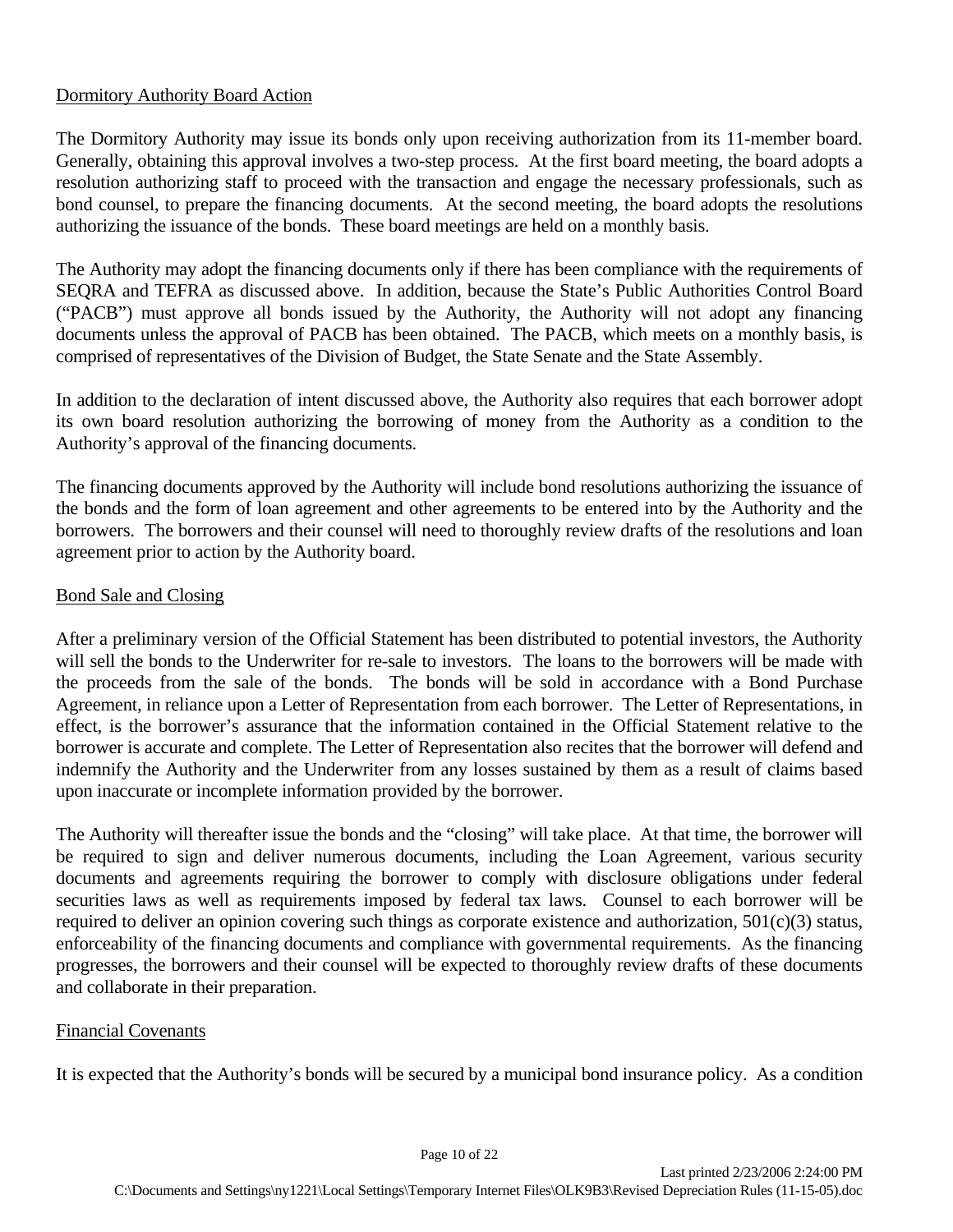## Dormitory Authority Board Action

The Dormitory Authority may issue its bonds only upon receiving authorization from its 11-member board. Generally, obtaining this approval involves a two-step process. At the first board meeting, the board adopts a resolution authorizing staff to proceed with the transaction and engage the necessary professionals, such as bond counsel, to prepare the financing documents. At the second meeting, the board adopts the resolutions authorizing the issuance of the bonds. These board meetings are held on a monthly basis.

The Authority may adopt the financing documents only if there has been compliance with the requirements of SEQRA and TEFRA as discussed above. In addition, because the State's Public Authorities Control Board ("PACB") must approve all bonds issued by the Authority, the Authority will not adopt any financing documents unless the approval of PACB has been obtained. The PACB, which meets on a monthly basis, is comprised of representatives of the Division of Budget, the State Senate and the State Assembly.

In addition to the declaration of intent discussed above, the Authority also requires that each borrower adopt its own board resolution authorizing the borrowing of money from the Authority as a condition to the Authority's approval of the financing documents.

The financing documents approved by the Authority will include bond resolutions authorizing the issuance of the bonds and the form of loan agreement and other agreements to be entered into by the Authority and the borrowers. The borrowers and their counsel will need to thoroughly review drafts of the resolutions and loan agreement prior to action by the Authority board.

## Bond Sale and Closing

After a preliminary version of the Official Statement has been distributed to potential investors, the Authority will sell the bonds to the Underwriter for re-sale to investors. The loans to the borrowers will be made with the proceeds from the sale of the bonds. The bonds will be sold in accordance with a Bond Purchase Agreement, in reliance upon a Letter of Representation from each borrower. The Letter of Representations, in effect, is the borrower's assurance that the information contained in the Official Statement relative to the borrower is accurate and complete. The Letter of Representation also recites that the borrower will defend and indemnify the Authority and the Underwriter from any losses sustained by them as a result of claims based upon inaccurate or incomplete information provided by the borrower.

The Authority will thereafter issue the bonds and the "closing" will take place. At that time, the borrower will be required to sign and deliver numerous documents, including the Loan Agreement, various security documents and agreements requiring the borrower to comply with disclosure obligations under federal securities laws as well as requirements imposed by federal tax laws. Counsel to each borrower will be required to deliver an opinion covering such things as corporate existence and authorization, 501(c)(3) status, enforceability of the financing documents and compliance with governmental requirements. As the financing progresses, the borrowers and their counsel will be expected to thoroughly review drafts of these documents and collaborate in their preparation.

## Financial Covenants

It is expected that the Authority's bonds will be secured by a municipal bond insurance policy. As a condition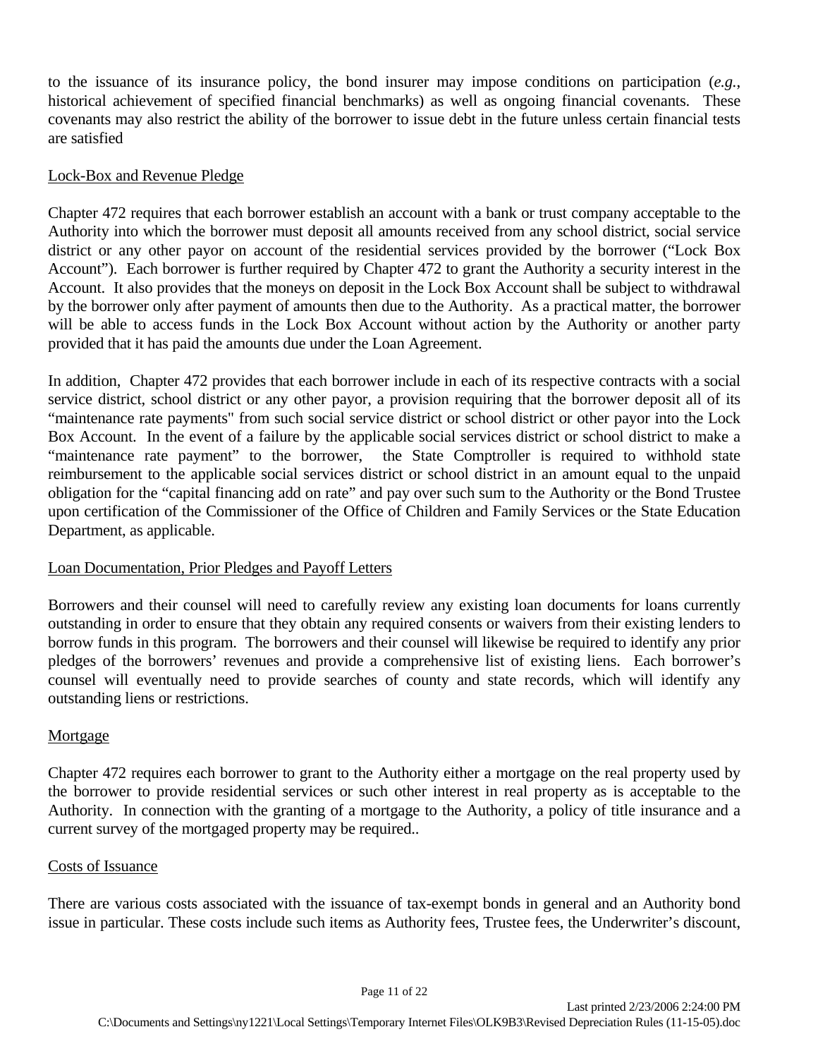to the issuance of its insurance policy, the bond insurer may impose conditions on participation (*e.g.*, historical achievement of specified financial benchmarks) as well as ongoing financial covenants. These covenants may also restrict the ability of the borrower to issue debt in the future unless certain financial tests are satisfied

Lock-Box and Revenue Pledge

Chapter 472 requires that each borrower establish an account with a bank or trust company acceptable to the Authority into which the borrower must deposit all amounts received from any school district, social service district or any other payor on account of the residential services provided by the borrower ("Lock Box Account"). Each borrower is further required by Chapter 472 to grant the Authority a security interest in the Account. It also provides that the moneys on deposit in the Lock Box Account shall be subject to withdrawal by the borrower only after payment of amounts then due to the Authority. As a practical matter, the borrower will be able to access funds in the Lock Box Account without action by the Authority or another party provided that it has paid the amounts due under the Loan Agreement.

In addition, Chapter 472 provides that each borrower include in each of its respective contracts with a social service district, school district or any other payor, a provision requiring that the borrower deposit all of its "maintenance rate payments" from such social service district or school district or other payor into the Lock Box Account. In the event of a failure by the applicable social services district or school district to make a "maintenance rate payment" to the borrower, the State Comptroller is required to withhold state reimbursement to the applicable social services district or school district in an amount equal to the unpaid obligation for the "capital financing add on rate" and pay over such sum to the Authority or the Bond Trustee upon certification of the Commissioner of the Office of Children and Family Services or the State Education Department, as applicable.

Loan Documentation, Prior Pledges and Payoff Letters

Borrowers and their counsel will need to carefully review any existing loan documents for loans currently outstanding in order to ensure that they obtain any required consents or waivers from their existing lenders to borrow funds in this program. The borrowers and their counsel will likewise be required to identify any prior pledges of the borrowers' revenues and provide a comprehensive list of existing liens. Each borrower's counsel will eventually need to provide searches of county and state records, which will identify any outstanding liens or restrictions.

Mortgage

Chapter 472 requires each borrower to grant to the Authority either a mortgage on the real property used by the borrower to provide residential services or such other interest in real property as is acceptable to the Authority. In connection with the granting of a mortgage to the Authority, a policy of title insurance and a current survey of the mortgaged property may be required..

Costs of Issuance

There are various costs associated with the issuance of tax-exempt bonds in general and an Authority bond issue in particular. These costs include such items as Authority fees, Trustee fees, the Underwriter's discount,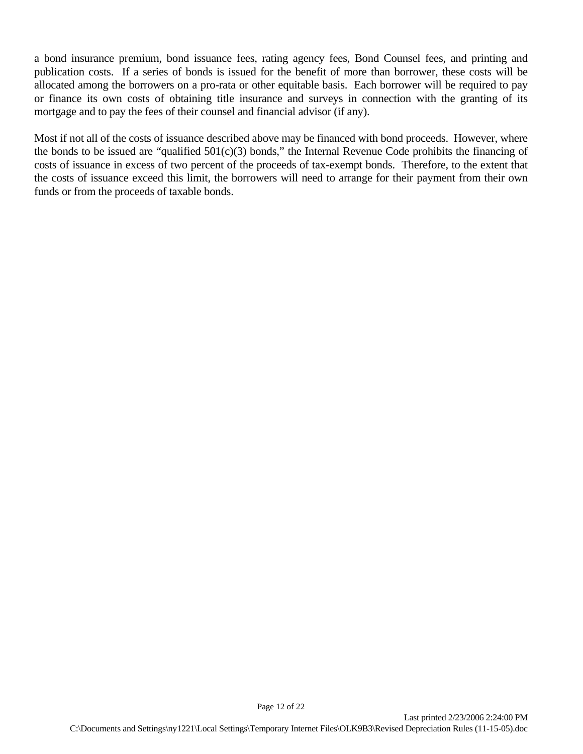a bond insurance premium, bond issuance fees, rating agency fees, Bond Counsel fees, and printing and publication costs. If a series of bonds is issued for the benefit of more than borrower, these costs will be allocated among the borrowers on a pro-rata or other equitable basis. Each borrower will be required to pay or finance its own costs of obtaining title insurance and surveys in connection with the granting of its mortgage and to pay the fees of their counsel and financial advisor (if any).

Most if not all of the costs of issuance described above may be financed with bond proceeds. However, where the bonds to be issued are "qualified 501(c)(3) bonds," the Internal Revenue Code prohibits the financing of costs of issuance in excess of two percent of the proceeds of tax-exempt bonds. Therefore, to the extent that the costs of issuance exceed this limit, the borrowers will need to arrange for their payment from their own funds or from the proceeds of taxable bonds.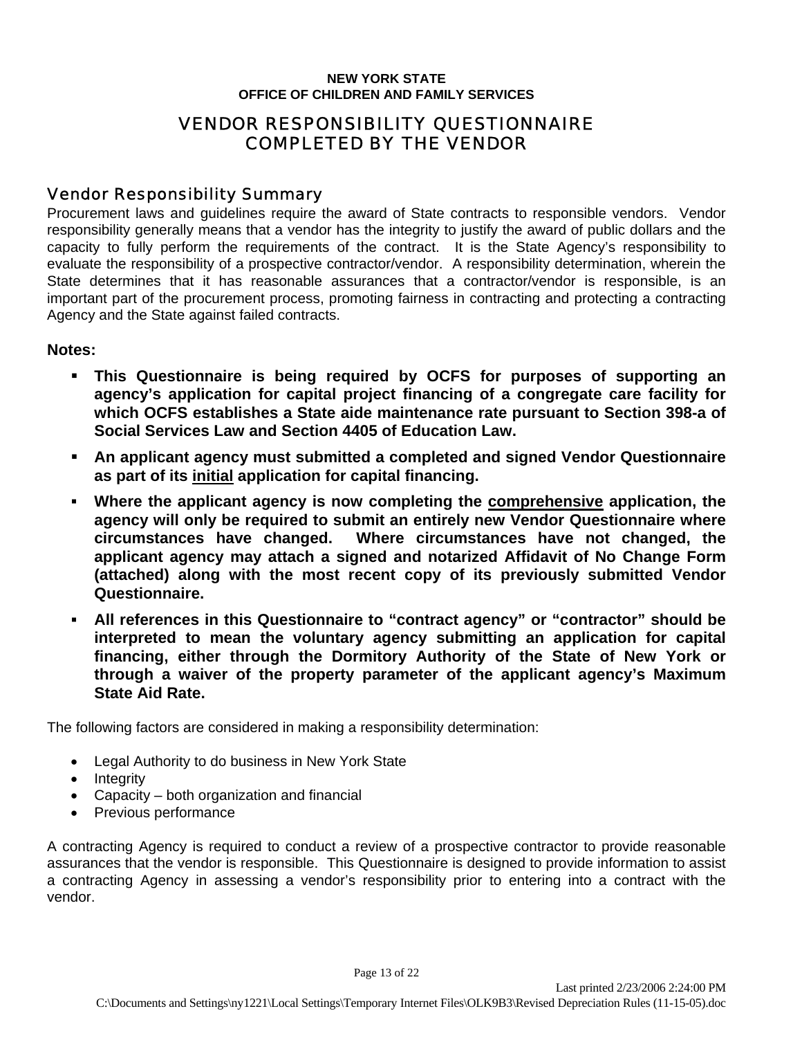**NEW YORK STATE**
**OFFICE OF CHILDREN AND FAMILY SERVICES**

# VENDOR RESPONSIBILITY QUESTIONNAIRE COMPLETED BY THE VENDOR

## Vendor Responsibility Summary

Procurement laws and guidelines require the award of State contracts to responsible vendors. Vendor responsibility generally means that a vendor has the integrity to justify the award of public dollars and the capacity to fully perform the requirements of the contract. It is the State Agency's responsibility to evaluate the responsibility of a prospective contractor/vendor. A responsibility determination, wherein the State determines that it has reasonable assurances that a contractor/vendor is responsible, is an important part of the procurement process, promoting fairness in contracting and protecting a contracting Agency and the State against failed contracts.

**Notes:**

- **This Questionnaire is being required by OCFS for purposes of supporting an agency's application for capital project financing of a congregate care facility for which OCFS establishes a State aide maintenance rate pursuant to Section 398-a of Social Services Law and Section 4405 of Education Law.**
- **An applicant agency must submitted a completed and signed Vendor Questionnaire as part of its <u>initial</u> application for capital financing.**
- **Where the applicant agency is now completing the <u>comprehensive</u> application, the agency will only be required to submit an entirely new Vendor Questionnaire where circumstances have changed. Where circumstances have not changed, the applicant agency may attach a signed and notarized Affidavit of No Change Form (attached) along with the most recent copy of its previously submitted Vendor Questionnaire.**
- **All references in this Questionnaire to "contract agency" or "contractor" should be interpreted to mean the voluntary agency submitting an application for capital financing, either through the Dormitory Authority of the State of New York or through a waiver of the property parameter of the applicant agency's Maximum State Aid Rate.**

The following factors are considered in making a responsibility determination:

- Legal Authority to do business in New York State
- Integrity
- Capacity – both organization and financial
- Previous performance

A contracting Agency is required to conduct a review of a prospective contractor to provide reasonable assurances that the vendor is responsible. This Questionnaire is designed to provide information to assist a contracting Agency in assessing a vendor's responsibility prior to entering into a contract with the vendor.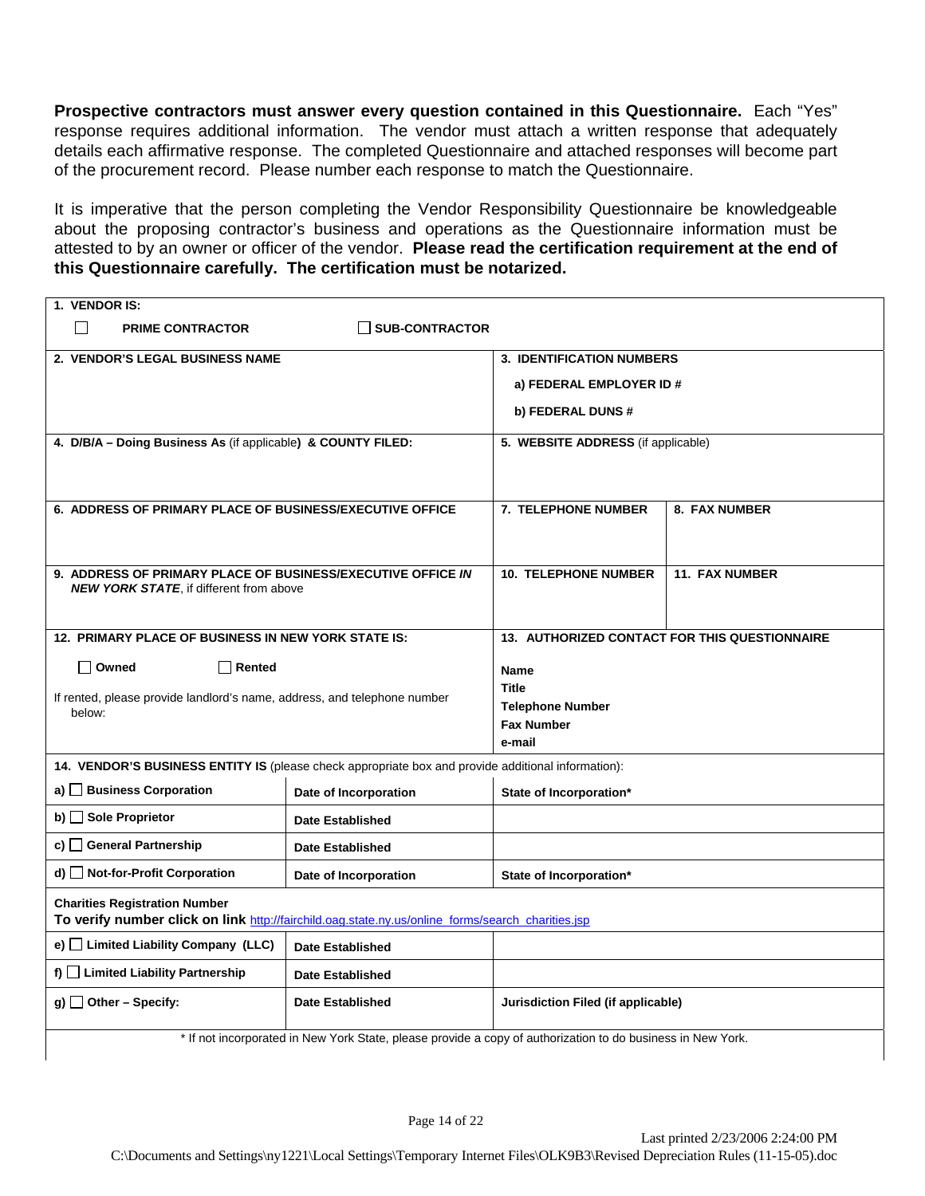**Prospective contractors must answer every question contained in this Questionnaire.** Each "Yes" response requires additional information. The vendor must attach a written response that adequately details each affirmative response. The completed Questionnaire and attached responses will become part of the procurement record. Please number each response to match the Questionnaire.

It is imperative that the person completing the Vendor Responsibility Questionnaire be knowledgeable about the proposing contractor's business and operations as the Questionnaire information must be attested to by an owner or officer of the vendor. **Please read the certification requirement at the end of this Questionnaire carefully. The certification must be notarized.**

| | | | |
|---|---|---|---|
| **1. VENDOR IS:** ☐ **PRIME CONTRACTOR** ☐ **SUB-CONTRACTOR** | | | |
| **2. VENDOR'S LEGAL BUSINESS NAME** | | **3. IDENTIFICATION NUMBERS** <br> **a) FEDERAL EMPLOYER ID #** <br> **b) FEDERAL DUNS #** | |
| **4. D/B/A – Doing Business As** (if applicable) **& COUNTY FILED:** | | **5. WEBSITE ADDRESS** (if applicable) | |
| **6. ADDRESS OF PRIMARY PLACE OF BUSINESS/EXECUTIVE OFFICE** | | **7. TELEPHONE NUMBER** | **8. FAX NUMBER** |
| **9. ADDRESS OF PRIMARY PLACE OF BUSINESS/EXECUTIVE OFFICE *IN NEW YORK STATE*,** if different from above | | **10. TELEPHONE NUMBER** | **11. FAX NUMBER** |
| **12. PRIMARY PLACE OF BUSINESS IN NEW YORK STATE IS:** <br> ☐ **Owned** ☐ **Rented** <br> If rented, please provide landlord's name, address, and telephone number below: | | **13. AUTHORIZED CONTACT FOR THIS QUESTIONNAIRE** <br> **Name** <br> **Title** <br> **Telephone Number** <br> **Fax Number** <br> **e-mail** | |
| **14. VENDOR'S BUSINESS ENTITY IS** (please check appropriate box and provide additional information): | | | |
| a) ☐ **Business Corporation** | **Date of Incorporation** | **State of Incorporation*** | |
| b) ☐ **Sole Proprietor** | **Date Established** | | |
| c) ☐ **General Partnership** | **Date Established** | | |
| d) ☐ **Not-for-Profit Corporation** | **Date of Incorporation** | **State of Incorporation*** | |
| **Charities Registration Number** <br> **To verify number click on link** http://fairchild.oag.state.ny.us/online_forms/search_charities.jsp | | | |
| e) ☐ **Limited Liability Company (LLC)** | **Date Established** | | |
| f) ☐ **Limited Liability Partnership** | **Date Established** | | |
| g) ☐ **Other – Specify:** | **Date Established** | **Jurisdiction Filed (if applicable)** | |
| * If not incorporated in New York State, please provide a copy of authorization to do business in New York. | | | |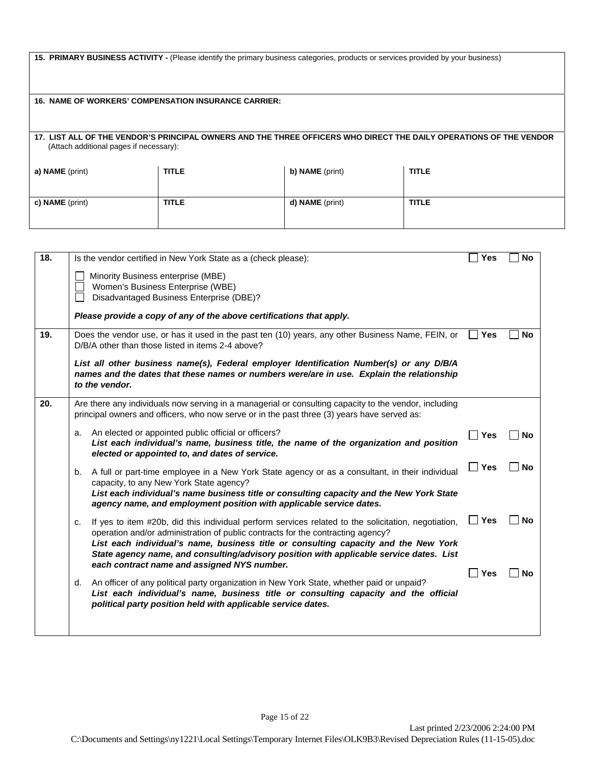**15. PRIMARY BUSINESS ACTIVITY -** (Please identify the primary business categories, products or services provided by your business)

**16. NAME OF WORKERS' COMPENSATION INSURANCE CARRIER:**

**17. LIST ALL OF THE VENDOR'S PRINCIPAL OWNERS AND THE THREE OFFICERS WHO DIRECT THE DAILY OPERATIONS OF THE VENDOR** (Attach additional pages if necessary):

| **a) NAME** (print) | **TITLE** | **b) NAME** (print) | **TITLE** |
|---|---|---|---|
| **c) NAME** (print) | **TITLE** | **d) NAME** (print) | **TITLE** |

| | | | |
|---|---|---|---|
| **18.** | Is the vendor certified in New York State as a (check please):<br>☐ Minority Business enterprise (MBE)<br>☐ Women's Business Enterprise (WBE)<br>☐ Disadvantaged Business Enterprise (DBE)?<br>***Please provide a copy of any of the above certifications that apply.*** | ☐ **Yes** | ☐ **No** |
| **19.** | Does the vendor use, or has it used in the past ten (10) years, any other Business Name, FEIN, or D/B/A other than those listed in items 2-4 above?<br>***List all other business name(s), Federal employer Identification Number(s) or any D/B/A names and the dates that these names or numbers were/are in use. Explain the relationship to the vendor.*** | ☐ **Yes** | ☐ **No** |
| **20.** | Are there any individuals now serving in a managerial or consulting capacity to the vendor, including principal owners and officers, who now serve or in the past three (3) years have served as: | | |
| | a. An elected or appointed public official or officers?<br>***List each individual's name, business title, the name of the organization and position elected or appointed to, and dates of service.*** | ☐ **Yes** | ☐ **No** |
| | b. A full or part-time employee in a New York State agency or as a consultant, in their individual capacity, to any New York State agency?<br>***List each individual's name business title or consulting capacity and the New York State agency name, and employment position with applicable service dates.*** | ☐ **Yes** | ☐ **No** |
| | c. If yes to item #20b, did this individual perform services related to the solicitation, negotiation, operation and/or administration of public contracts for the contracting agency?<br>***List each individual's name, business title or consulting capacity and the New York State agency name, and consulting/advisory position with applicable service dates. List each contract name and assigned NYS number.*** | ☐ **Yes** | ☐ **No** |
| | d. An officer of any political party organization in New York State, whether paid or unpaid?<br>***List each individual's name, business title or consulting capacity and the official political party position held with applicable service dates.*** | ☐ **Yes** | ☐ **No** |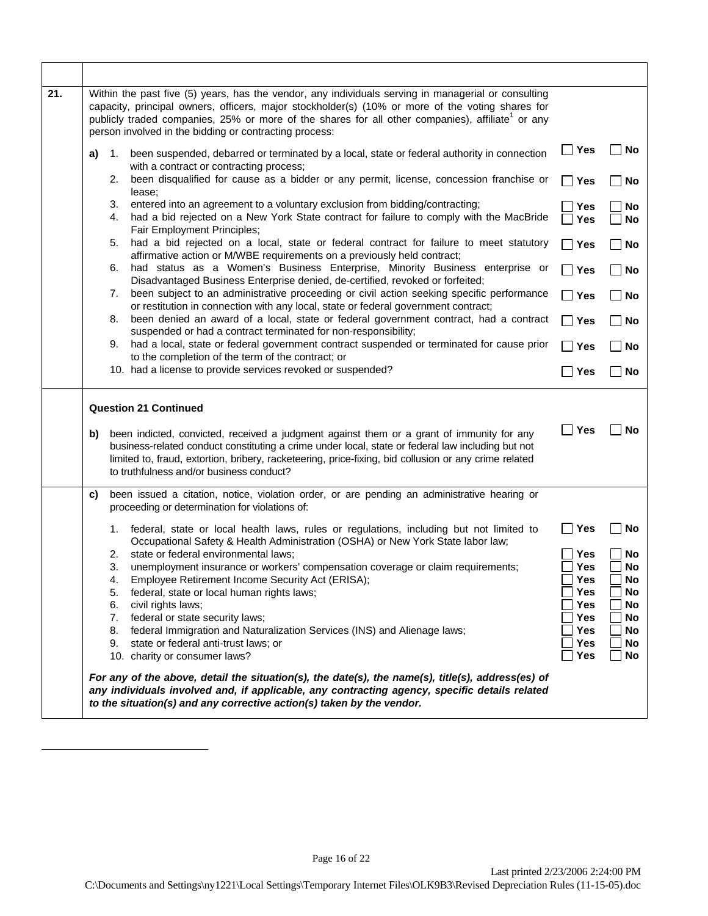**21.** Within the past five (5) years, has the vendor, any individuals serving in managerial or consulting capacity, principal owners, officers, major stockholder(s) (10% or more of the voting shares for publicly traded companies, 25% or more of the shares for all other companies), affiliate[1] or any person involved in the bidding or contracting process:

**a)**

| | | Yes | No |
|---|---|---|---|
| 1. | been suspended, debarred or terminated by a local, state or federal authority in connection with a contract or contracting process; | ☐ **Yes** | ☐ **No** |
| 2. | been disqualified for cause as a bidder or any permit, license, concession franchise or lease; | ☐ **Yes** | ☐ **No** |
| 3. | entered into an agreement to a voluntary exclusion from bidding/contracting; | ☐ **Yes** | ☐ **No** |
| 4. | had a bid rejected on a New York State contract for failure to comply with the MacBride Fair Employment Principles; | ☐ **Yes** | ☐ **No** |
| 5. | had a bid rejected on a local, state or federal contract for failure to meet statutory affirmative action or M/WBE requirements on a previously held contract; | ☐ **Yes** | ☐ **No** |
| 6. | had status as a Women's Business Enterprise, Minority Business enterprise or Disadvantaged Business Enterprise denied, de-certified, revoked or forfeited; | ☐ **Yes** | ☐ **No** |
| 7. | been subject to an administrative proceeding or civil action seeking specific performance or restitution in connection with any local, state or federal government contract; | ☐ **Yes** | ☐ **No** |
| 8. | been denied an award of a local, state or federal government contract, had a contract suspended or had a contract terminated for non-responsibility; | ☐ **Yes** | ☐ **No** |
| 9. | had a local, state or federal government contract suspended or terminated for cause prior to the completion of the term of the contract; or | ☐ **Yes** | ☐ **No** |
| 10. | had a license to provide services revoked or suspended? | ☐ **Yes** | ☐ **No** |

**Question 21 Continued**

**b)** been indicted, convicted, received a judgment against them or a grant of immunity for any business-related conduct constituting a crime under local, state or federal law including but not limited to, fraud, extortion, bribery, racketeering, price-fixing, bid collusion or any crime related to truthfulness and/or business conduct? ☐ **Yes** ☐ **No**

**c)** been issued a citation, notice, violation order, or are pending an administrative hearing or proceeding or determination for violations of:

| | | Yes | No |
|---|---|---|---|
| 1. | federal, state or local health laws, rules or regulations, including but not limited to Occupational Safety & Health Administration (OSHA) or New York State labor law; | ☐ **Yes** | ☐ **No** |
| 2. | state or federal environmental laws; | ☐ **Yes** | ☐ **No** |
| 3. | unemployment insurance or workers' compensation coverage or claim requirements; | ☐ **Yes** | ☐ **No** |
| 4. | Employee Retirement Income Security Act (ERISA); | ☐ **Yes** | ☐ **No** |
| 5. | federal, state or local human rights laws; | ☐ **Yes** | ☐ **No** |
| 6. | civil rights laws; | ☐ **Yes** | ☐ **No** |
| 7. | federal or state security laws; | ☐ **Yes** | ☐ **No** |
| 8. | federal Immigration and Naturalization Services (INS) and Alienage laws; | ☐ **Yes** | ☐ **No** |
| 9. | state or federal anti-trust laws; or | ☐ **Yes** | ☐ **No** |
| 10. | charity or consumer laws? | ☐ **Yes** | ☐ **No** |

***For any of the above, detail the situation(s), the date(s), the name(s), title(s), address(es) of any individuals involved and, if applicable, any contracting agency, specific details related to the situation(s) and any corrective action(s) taken by the vendor.***

Last printed 2/23/2006 2:24:00 PM
C:\Documents and Settings\ny1221\Local Settings\Temporary Internet Files\OLK9B3\Revised Depreciation Rules (11-15-05).doc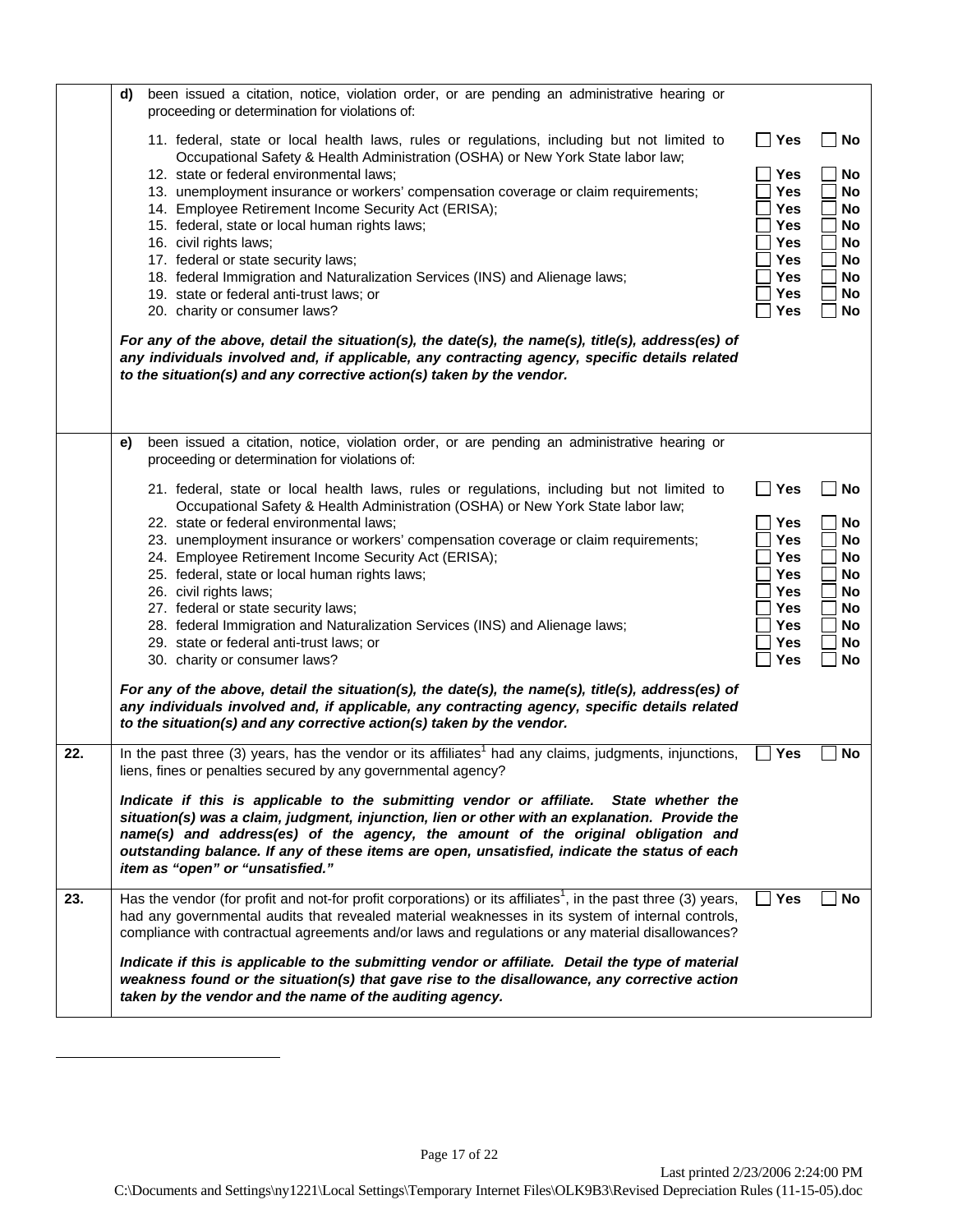| | | | |
|---|---|---|---|
| | **d)** been issued a citation, notice, violation order, or are pending an administrative hearing or proceeding or determination for violations of: | | |
| | 11. federal, state or local health laws, rules or regulations, including but not limited to Occupational Safety & Health Administration (OSHA) or New York State labor law; | ☐ **Yes** | ☐ **No** |
| | 12. state or federal environmental laws; | ☐ **Yes** | ☐ **No** |
| | 13. unemployment insurance or workers' compensation coverage or claim requirements; | ☐ **Yes** | ☐ **No** |
| | 14. Employee Retirement Income Security Act (ERISA); | ☐ **Yes** | ☐ **No** |
| | 15. federal, state or local human rights laws; | ☐ **Yes** | ☐ **No** |
| | 16. civil rights laws; | ☐ **Yes** | ☐ **No** |
| | 17. federal or state security laws; | ☐ **Yes** | ☐ **No** |
| | 18. federal Immigration and Naturalization Services (INS) and Alienage laws; | ☐ **Yes** | ☐ **No** |
| | 19. state or federal anti-trust laws; or | ☐ **Yes** | ☐ **No** |
| | 20. charity or consumer laws? | ☐ **Yes** | ☐ **No** |
| | ***For any of the above, detail the situation(s), the date(s), the name(s), title(s), address(es) of any individuals involved and, if applicable, any contracting agency, specific details related to the situation(s) and any corrective action(s) taken by the vendor.*** | | |
| | **e)** been issued a citation, notice, violation order, or are pending an administrative hearing or proceeding or determination for violations of: | | |
| | 21. federal, state or local health laws, rules or regulations, including but not limited to Occupational Safety & Health Administration (OSHA) or New York State labor law; | ☐ **Yes** | ☐ **No** |
| | 22. state or federal environmental laws; | ☐ **Yes** | ☐ **No** |
| | 23. unemployment insurance or workers' compensation coverage or claim requirements; | ☐ **Yes** | ☐ **No** |
| | 24. Employee Retirement Income Security Act (ERISA); | ☐ **Yes** | ☐ **No** |
| | 25. federal, state or local human rights laws; | ☐ **Yes** | ☐ **No** |
| | 26. civil rights laws; | ☐ **Yes** | ☐ **No** |
| | 27. federal or state security laws; | ☐ **Yes** | ☐ **No** |
| | 28. federal Immigration and Naturalization Services (INS) and Alienage laws; | ☐ **Yes** | ☐ **No** |
| | 29. state or federal anti-trust laws; or | ☐ **Yes** | ☐ **No** |
| | 30. charity or consumer laws? | ☐ **Yes** | ☐ **No** |
| | ***For any of the above, detail the situation(s), the date(s), the name(s), title(s), address(es) of any individuals involved and, if applicable, any contracting agency, specific details related to the situation(s) and any corrective action(s) taken by the vendor.*** | | |
| **22.** | In the past three (3) years, has the vendor or its affiliates[1] had any claims, judgments, injunctions, liens, fines or penalties secured by any governmental agency? | ☐ **Yes** | ☐ **No** |
| | ***Indicate if this is applicable to the submitting vendor or affiliate. State whether the situation(s) was a claim, judgment, injunction, lien or other with an explanation. Provide the name(s) and address(es) of the agency, the amount of the original obligation and outstanding balance. If any of these items are open, unsatisfied, indicate the status of each item as "open" or "unsatisfied."*** | | |
| **23.** | Has the vendor (for profit and not-for profit corporations) or its affiliates[1], in the past three (3) years, had any governmental audits that revealed material weaknesses in its system of internal controls, compliance with contractual agreements and/or laws and regulations or any material disallowances? | ☐ **Yes** | ☐ **No** |
| | ***Indicate if this is applicable to the submitting vendor or affiliate. Detail the type of material weakness found or the situation(s) that gave rise to the disallowance, any corrective action taken by the vendor and the name of the auditing agency.*** | | |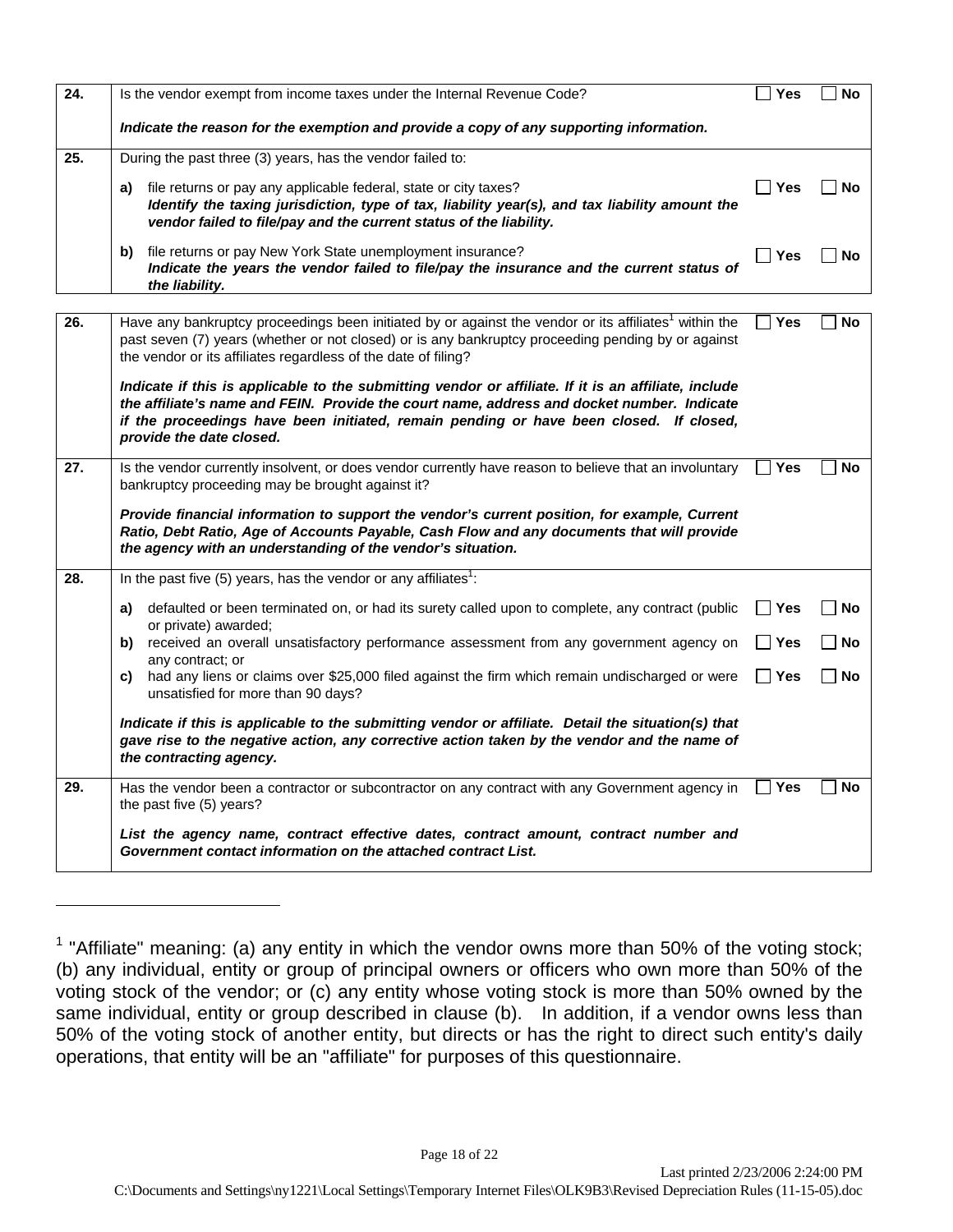| | | | |
|---|---|---|---|
| **24.** | Is the vendor exempt from income taxes under the Internal Revenue Code?<br><br>***Indicate the reason for the exemption and provide a copy of any supporting information.*** | ☐ **Yes** | ☐ **No** |
| **25.** | During the past three (3) years, has the vendor failed to: | | |
| | **a)** file returns or pay any applicable federal, state or city taxes?<br>***Identify the taxing jurisdiction, type of tax, liability year(s), and tax liability amount the vendor failed to file/pay and the current status of the liability.*** | ☐ **Yes** | ☐ **No** |
| | **b)** file returns or pay New York State unemployment insurance?<br>***Indicate the years the vendor failed to file/pay the insurance and the current status of the liability.*** | ☐ **Yes** | ☐ **No** |

| | | | |
|---|---|---|---|
| **26.** | Have any bankruptcy proceedings been initiated by or against the vendor or its affiliates[1] within the past seven (7) years (whether or not closed) or is any bankruptcy proceeding pending by or against the vendor or its affiliates regardless of the date of filing?<br><br>***Indicate if this is applicable to the submitting vendor or affiliate. If it is an affiliate, include the affiliate's name and FEIN. Provide the court name, address and docket number. Indicate if the proceedings have been initiated, remain pending or have been closed. If closed, provide the date closed.*** | ☐ **Yes** | ☐ **No** |
| **27.** | Is the vendor currently insolvent, or does vendor currently have reason to believe that an involuntary bankruptcy proceeding may be brought against it?<br><br>***Provide financial information to support the vendor's current position, for example, Current Ratio, Debt Ratio, Age of Accounts Payable, Cash Flow and any documents that will provide the agency with an understanding of the vendor's situation.*** | ☐ **Yes** | ☐ **No** |
| **28.** | In the past five (5) years, has the vendor or any affiliates[1]: | | |
| | **a)** defaulted or been terminated on, or had its surety called upon to complete, any contract (public or private) awarded; | ☐ **Yes** | ☐ **No** |
| | **b)** received an overall unsatisfactory performance assessment from any government agency on any contract; or | ☐ **Yes** | ☐ **No** |
| | **c)** had any liens or claims over $25,000 filed against the firm which remain undischarged or were unsatisfied for more than 90 days?<br><br>***Indicate if this is applicable to the submitting vendor or affiliate. Detail the situation(s) that gave rise to the negative action, any corrective action taken by the vendor and the name of the contracting agency.*** | ☐ **Yes** | ☐ **No** |
| **29.** | Has the vendor been a contractor or subcontractor on any contract with any Government agency in the past five (5) years?<br><br>***List the agency name, contract effective dates, contract amount, contract number and Government contact information on the attached contract List.*** | ☐ **Yes** | ☐ **No** |

---

[1] "Affiliate" meaning: (a) any entity in which the vendor owns more than 50% of the voting stock; (b) any individual, entity or group of principal owners or officers who own more than 50% of the voting stock of the vendor; or (c) any entity whose voting stock is more than 50% owned by the same individual, entity or group described in clause (b). In addition, if a vendor owns less than 50% of the voting stock of another entity, but directs or has the right to direct such entity's daily operations, that entity will be an "affiliate" for purposes of this questionnaire.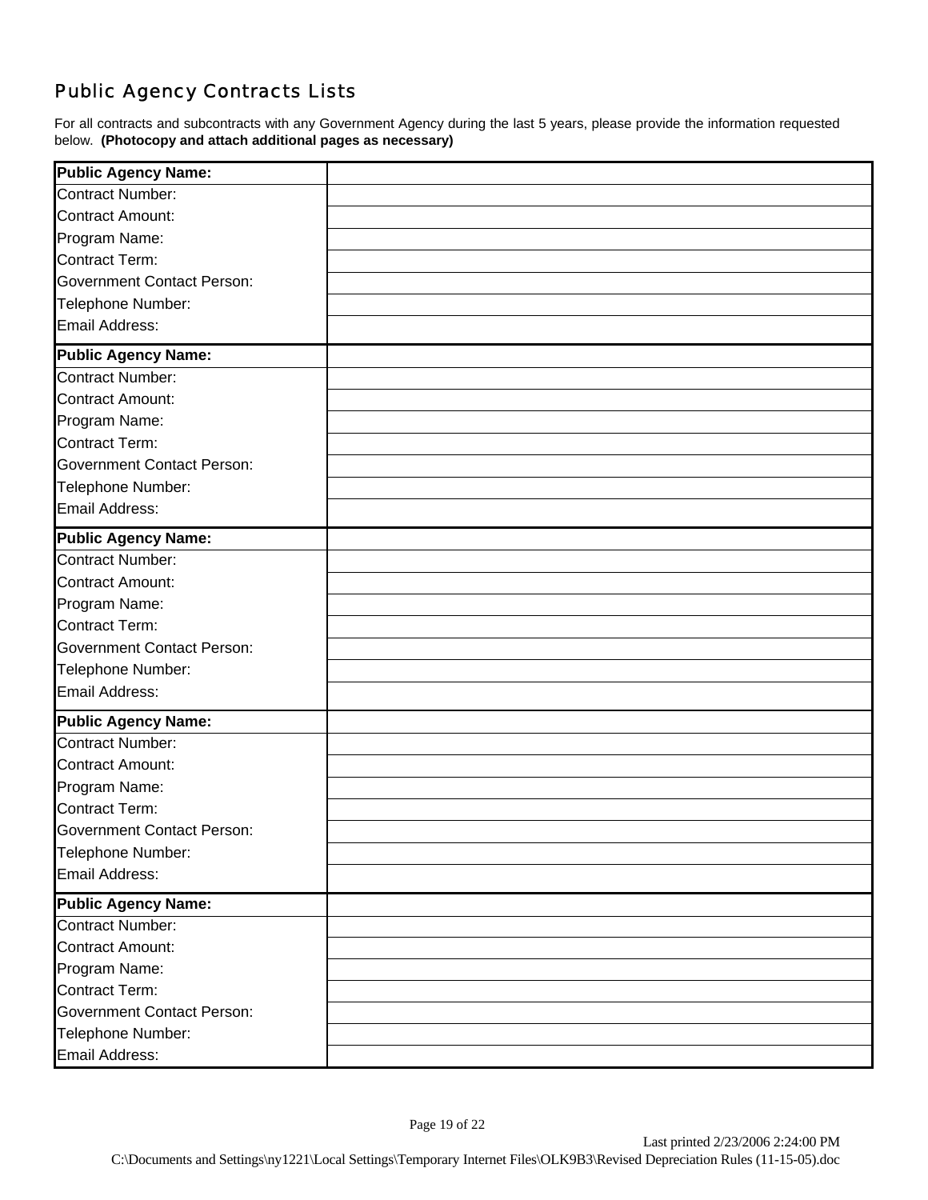## Public Agency Contracts Lists

For all contracts and subcontracts with any Government Agency during the last 5 years, please provide the information requested below. **(Photocopy and attach additional pages as necessary)**

| **Public Agency Name:** | |
|---|---|
| Contract Number: | |
| Contract Amount: | |
| Program Name: | |
| Contract Term: | |
| Government Contact Person: | |
| Telephone Number: | |
| Email Address: | |

| **Public Agency Name:** | |
|---|---|
| Contract Number: | |
| Contract Amount: | |
| Program Name: | |
| Contract Term: | |
| Government Contact Person: | |
| Telephone Number: | |
| Email Address: | |

| **Public Agency Name:** | |
|---|---|
| Contract Number: | |
| Contract Amount: | |
| Program Name: | |
| Contract Term: | |
| Government Contact Person: | |
| Telephone Number: | |
| Email Address: | |

| **Public Agency Name:** | |
|---|---|
| Contract Number: | |
| Contract Amount: | |
| Program Name: | |
| Contract Term: | |
| Government Contact Person: | |
| Telephone Number: | |
| Email Address: | |

| **Public Agency Name:** | |
|---|---|
| Contract Number: | |
| Contract Amount: | |
| Program Name: | |
| Contract Term: | |
| Government Contact Person: | |
| Telephone Number: | |
| Email Address: | |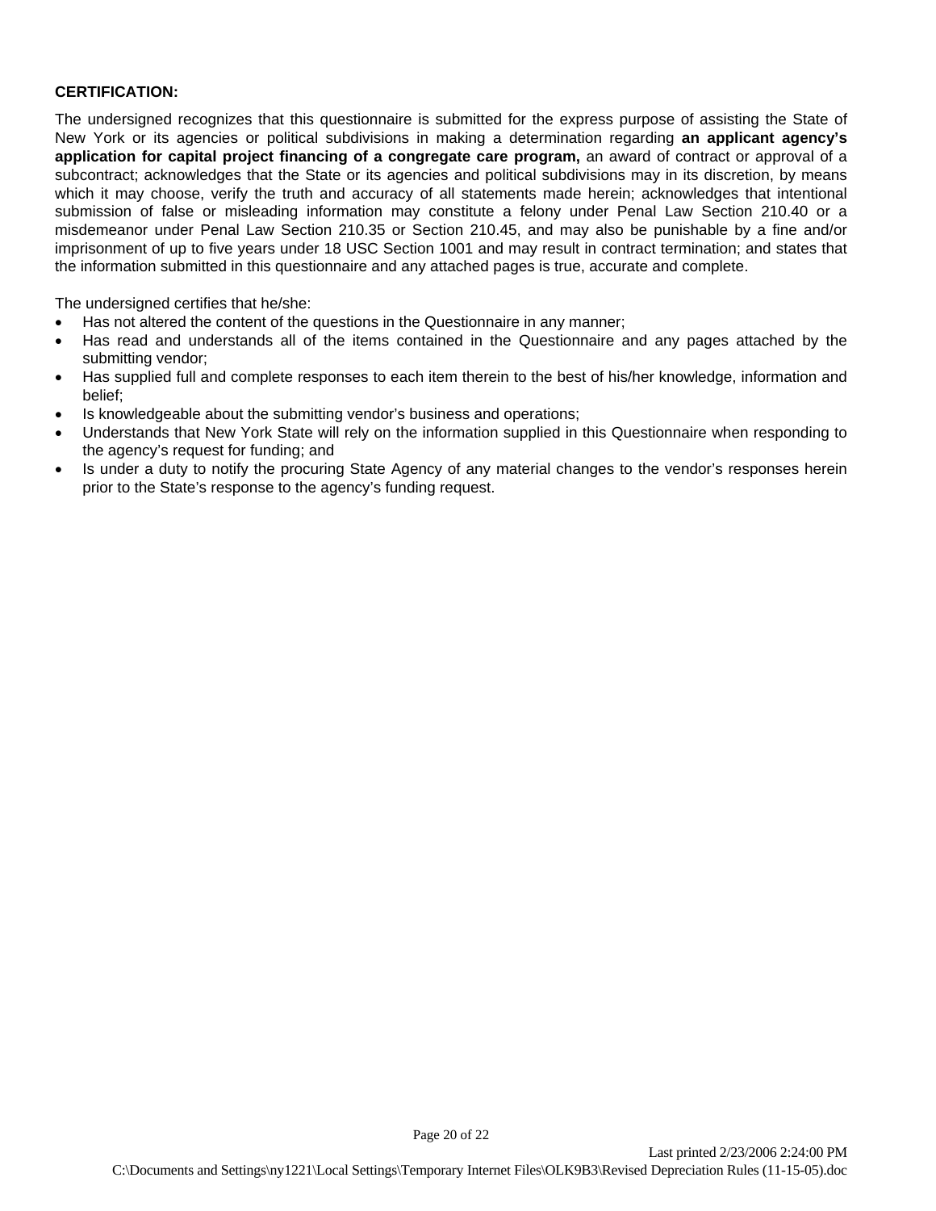**CERTIFICATION:**

The undersigned recognizes that this questionnaire is submitted for the express purpose of assisting the State of New York or its agencies or political subdivisions in making a determination regarding **an applicant agency's application for capital project financing of a congregate care program,** an award of contract or approval of a subcontract; acknowledges that the State or its agencies and political subdivisions may in its discretion, by means which it may choose, verify the truth and accuracy of all statements made herein; acknowledges that intentional submission of false or misleading information may constitute a felony under Penal Law Section 210.40 or a misdemeanor under Penal Law Section 210.35 or Section 210.45, and may also be punishable by a fine and/or imprisonment of up to five years under 18 USC Section 1001 and may result in contract termination; and states that the information submitted in this questionnaire and any attached pages is true, accurate and complete.

The undersigned certifies that he/she:

- Has not altered the content of the questions in the Questionnaire in any manner;
- Has read and understands all of the items contained in the Questionnaire and any pages attached by the submitting vendor;
- Has supplied full and complete responses to each item therein to the best of his/her knowledge, information and belief;
- Is knowledgeable about the submitting vendor's business and operations;
- Understands that New York State will rely on the information supplied in this Questionnaire when responding to the agency's request for funding; and
- Is under a duty to notify the procuring State Agency of any material changes to the vendor's responses herein prior to the State's response to the agency's funding request.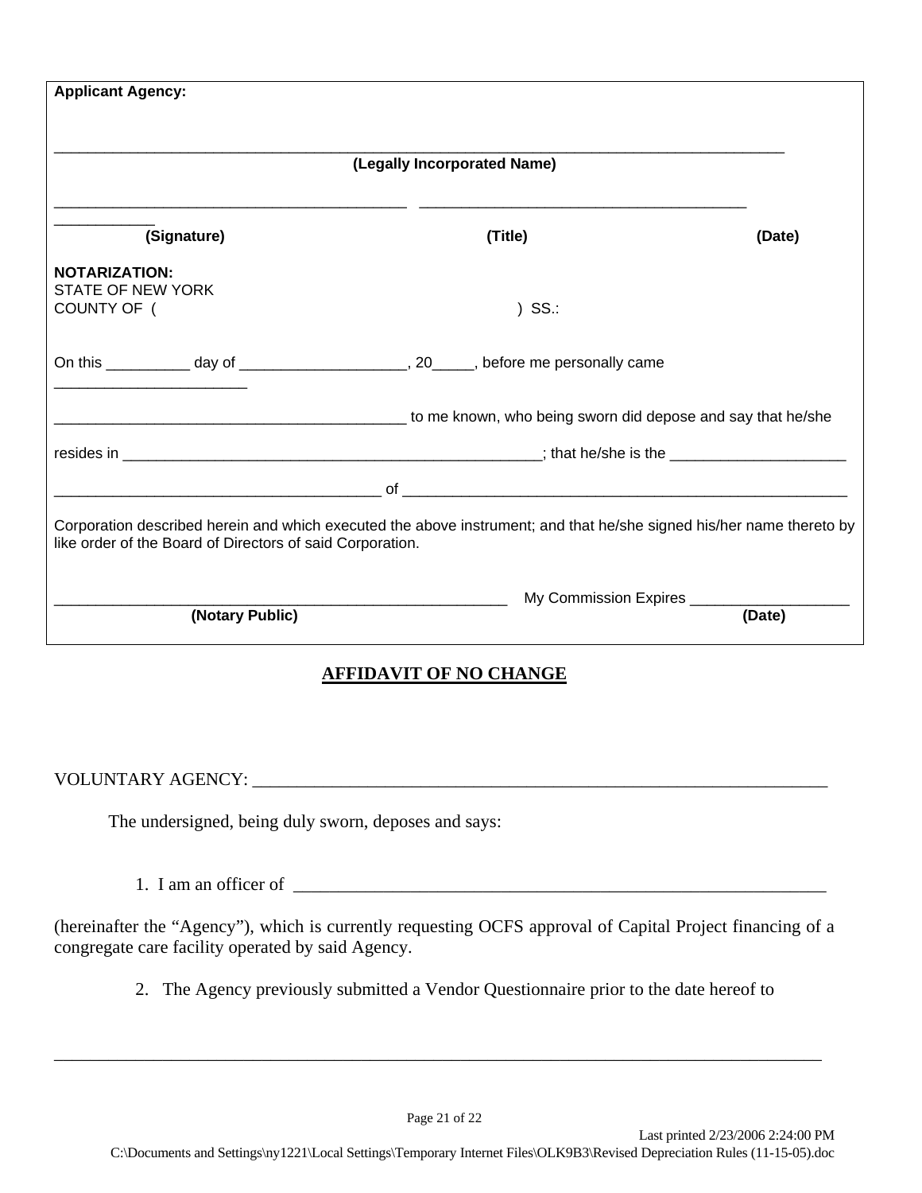**Applicant Agency:**

\_\_\_\_\_\_\_\_\_\_\_\_\_\_\_\_\_\_\_\_\_\_\_\_\_\_\_\_\_\_\_\_\_\_\_\_\_\_\_\_\_\_\_\_\_\_\_\_\_\_\_\_\_\_\_\_\_\_\_\_\_\_\_\_\_\_\_\_\_\_\_\_\_\_\_\_\_\_\_\_\_\_\_\_

**(Legally Incorporated Name)**

\_\_\_\_\_\_\_\_\_\_\_\_\_\_\_\_\_\_\_\_\_\_\_\_\_\_\_\_\_\_\_\_\_\_\_\_\_\_\_\_\_\_ \_\_\_\_\_\_\_\_\_\_\_\_\_\_\_\_\_\_\_\_\_\_\_\_\_\_\_\_\_\_\_\_\_\_\_\_\_\_\_\_ \_\_\_\_\_\_\_\_\_\_\_\_

**(Signature)** **(Title)** **(Date)**

**NOTARIZATION:**
STATE OF NEW YORK
COUNTY OF ( ) SS.:

On this \_\_\_\_\_\_\_\_\_\_ day of \_\_\_\_\_\_\_\_\_\_\_\_\_\_\_\_\_\_\_\_, 20\_\_\_\_\_, before me personally came \_\_\_\_\_\_\_\_\_\_\_\_\_\_\_\_\_\_\_\_\_\_\_

\_\_\_\_\_\_\_\_\_\_\_\_\_\_\_\_\_\_\_\_\_\_\_\_\_\_\_\_\_\_\_\_\_\_\_\_\_\_\_\_\_\_ to me known, who being sworn did depose and say that he/she

resides in \_\_\_\_\_\_\_\_\_\_\_\_\_\_\_\_\_\_\_\_\_\_\_\_\_\_\_\_\_\_\_\_\_\_\_\_\_\_\_\_\_\_\_\_\_\_\_\_\_\_\_; that he/she is the \_\_\_\_\_\_\_\_\_\_\_\_\_\_\_\_\_\_\_\_\_\_

\_\_\_\_\_\_\_\_\_\_\_\_\_\_\_\_\_\_\_\_\_\_\_\_\_\_\_\_\_\_\_\_\_\_\_\_\_\_\_ of \_\_\_\_\_\_\_\_\_\_\_\_\_\_\_\_\_\_\_\_\_\_\_\_\_\_\_\_\_\_\_\_\_\_\_\_\_\_\_\_\_\_\_\_\_\_\_\_\_\_\_\_\_\_

Corporation described herein and which executed the above instrument; and that he/she signed his/her name thereto by like order of the Board of Directors of said Corporation.

\_\_\_\_\_\_\_\_\_\_\_\_\_\_\_\_\_\_\_\_\_\_\_\_\_\_\_\_\_\_\_\_\_\_\_\_\_\_\_\_\_\_\_\_\_\_\_\_\_\_\_\_\_ My Commission Expires \_\_\_\_\_\_\_\_\_\_\_\_\_\_\_\_\_\_\_

**(Notary Public)** **(Date)**

## AFFIDAVIT OF NO CHANGE

VOLUNTARY AGENCY: \_\_\_\_\_\_\_\_\_\_\_\_\_\_\_\_\_\_\_\_\_\_\_\_\_\_\_\_\_\_\_\_\_\_\_\_\_\_\_\_\_\_\_\_\_\_\_\_\_\_\_\_\_\_\_\_\_\_\_\_\_\_\_\_\_\_

The undersigned, being duly sworn, deposes and says:

1. I am an officer of \_\_\_\_\_\_\_\_\_\_\_\_\_\_\_\_\_\_\_\_\_\_\_\_\_\_\_\_\_\_\_\_\_\_\_\_\_\_\_\_\_\_\_\_\_\_\_\_\_\_\_\_\_\_\_\_\_\_\_\_\_

(hereinafter the “Agency”), which is currently requesting OCFS approval of Capital Project financing of a congregate care facility operated by said Agency.

2. The Agency previously submitted a Vendor Questionnaire prior to the date hereof to

\_\_\_\_\_\_\_\_\_\_\_\_\_\_\_\_\_\_\_\_\_\_\_\_\_\_\_\_\_\_\_\_\_\_\_\_\_\_\_\_\_\_\_\_\_\_\_\_\_\_\_\_\_\_\_\_\_\_\_\_\_\_\_\_\_\_\_\_\_\_\_\_\_\_\_\_\_\_\_\_\_\_\_\_\_\_\_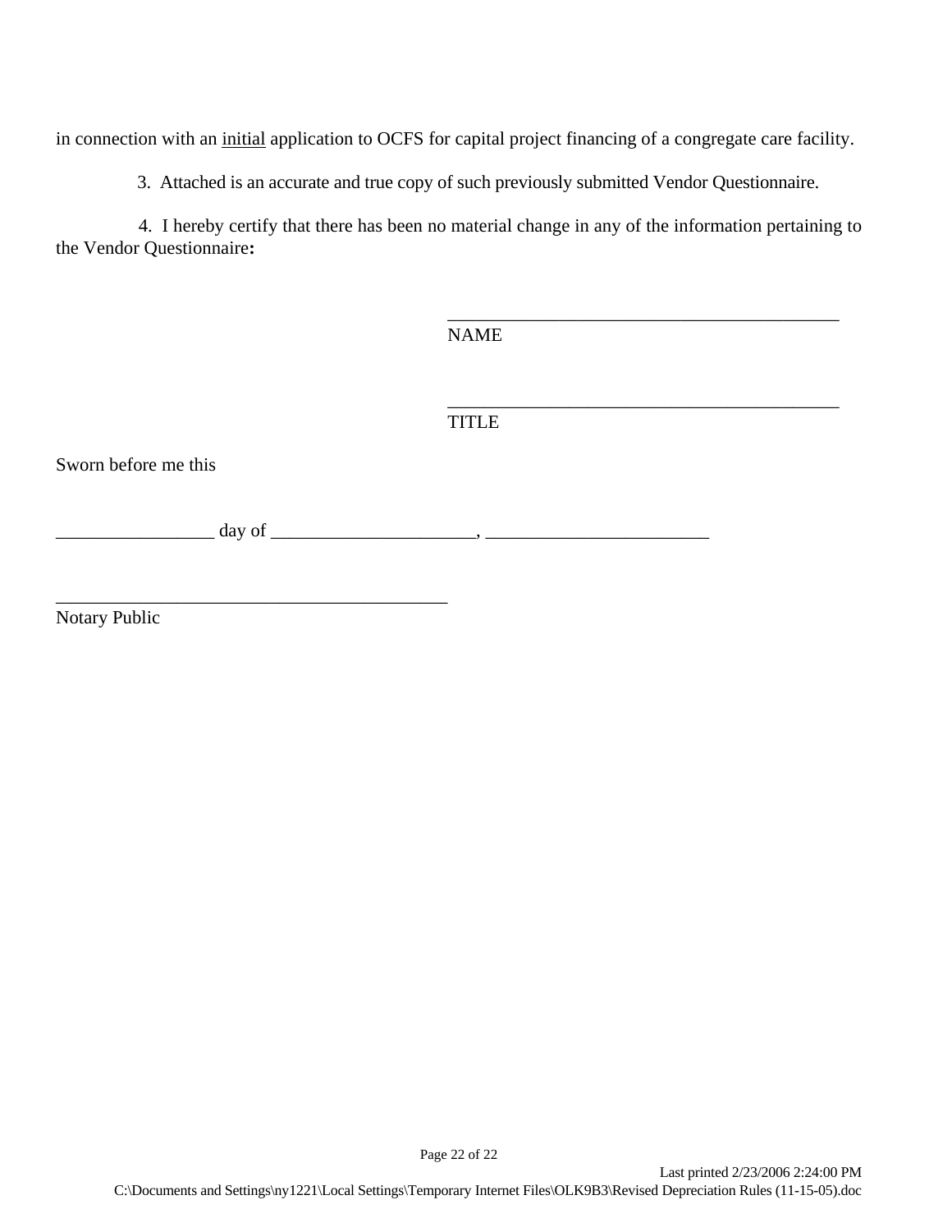in connection with an <u>initial</u> application to OCFS for capital project financing of a congregate care facility.

3. Attached is an accurate and true copy of such previously submitted Vendor Questionnaire.

4. I hereby certify that there has been no material change in any of the information pertaining to the Vendor Questionnaire**:**

\_\_\_\_\_\_\_\_\_\_\_\_\_\_\_\_\_\_\_\_\_\_\_\_\_\_\_\_\_\_\_\_\_\_\_\_\_\_\_\_\_\_\_\_
NAME

\_\_\_\_\_\_\_\_\_\_\_\_\_\_\_\_\_\_\_\_\_\_\_\_\_\_\_\_\_\_\_\_\_\_\_\_\_\_\_\_\_\_\_\_
TITLE

Sworn before me this

\_\_\_\_\_\_\_\_\_\_\_\_\_\_\_\_\_ day of \_\_\_\_\_\_\_\_\_\_\_\_\_\_\_\_\_\_\_\_\_\_, \_\_\_\_\_\_\_\_\_\_\_\_\_\_\_\_\_\_\_\_\_\_\_\_\_

\_\_\_\_\_\_\_\_\_\_\_\_\_\_\_\_\_\_\_\_\_\_\_\_\_\_\_\_\_\_\_\_\_\_\_\_\_\_\_\_\_\_\_\_
Notary Public